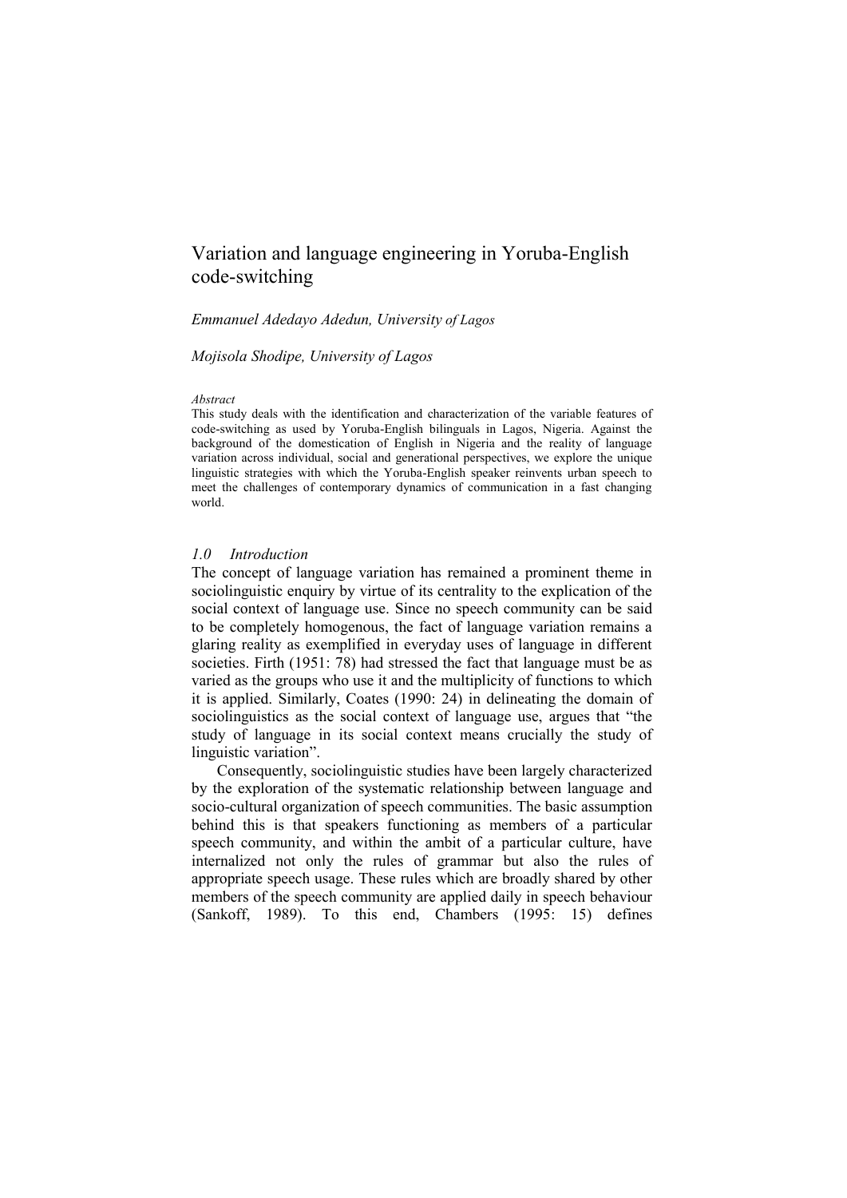# Variation and language engineering in Yoruba-English code-switching

*Emmanuel Adedayo Adedun, University of Lagos*

*Mojisola Shodipe, University of Lagos*

*Abstract*

This study deals with the identification and characterization of the variable features of code-switching as used by Yoruba-English bilinguals in Lagos, Nigeria. Against the background of the domestication of English in Nigeria and the reality of language variation across individual, social and generational perspectives, we explore the unique linguistic strategies with which the Yoruba-English speaker reinvents urban speech to meet the challenges of contemporary dynamics of communication in a fast changing world.

## *1.0 Introduction*

The concept of language variation has remained a prominent theme in sociolinguistic enquiry by virtue of its centrality to the explication of the social context of language use. Since no speech community can be said to be completely homogenous, the fact of language variation remains a glaring reality as exemplified in everyday uses of language in different societies. Firth (1951: 78) had stressed the fact that language must be as varied as the groups who use it and the multiplicity of functions to which it is applied. Similarly, Coates (1990: 24) in delineating the domain of sociolinguistics as the social context of language use, argues that "the study of language in its social context means crucially the study of linguistic variation".

Consequently, sociolinguistic studies have been largely characterized by the exploration of the systematic relationship between language and socio-cultural organization of speech communities. The basic assumption behind this is that speakers functioning as members of a particular speech community, and within the ambit of a particular culture, have internalized not only the rules of grammar but also the rules of appropriate speech usage. These rules which are broadly shared by other members of the speech community are applied daily in speech behaviour (Sankoff, 1989). To this end, Chambers (1995: 15) defines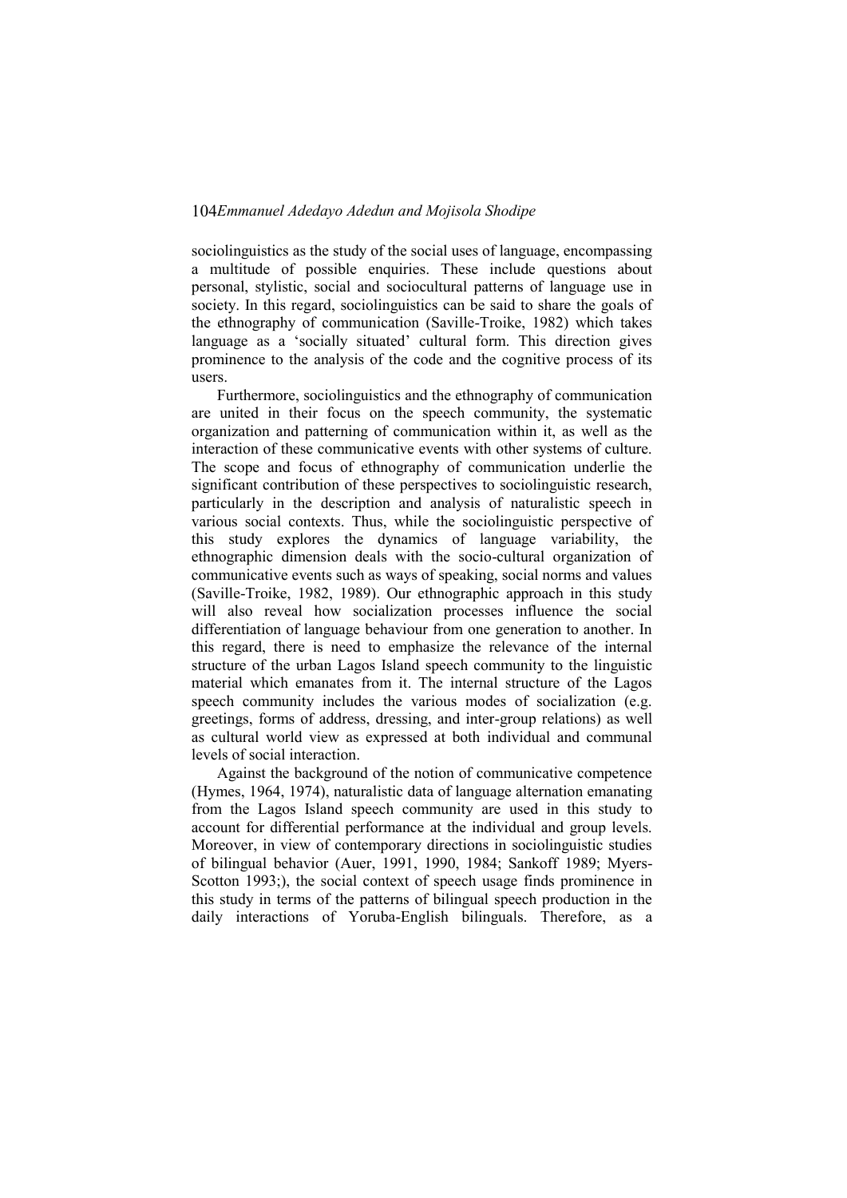sociolinguistics as the study of the social uses of language, encompassing a multitude of possible enquiries. These include questions about personal, stylistic, social and sociocultural patterns of language use in society. In this regard, sociolinguistics can be said to share the goals of the ethnography of communication (Saville-Troike, 1982) which takes language as a 'socially situated' cultural form. This direction gives prominence to the analysis of the code and the cognitive process of its users.

Furthermore, sociolinguistics and the ethnography of communication are united in their focus on the speech community, the systematic organization and patterning of communication within it, as well as the interaction of these communicative events with other systems of culture. The scope and focus of ethnography of communication underlie the significant contribution of these perspectives to sociolinguistic research, particularly in the description and analysis of naturalistic speech in various social contexts. Thus, while the sociolinguistic perspective of this study explores the dynamics of language variability, the ethnographic dimension deals with the socio-cultural organization of communicative events such as ways of speaking, social norms and values (Saville-Troike, 1982, 1989). Our ethnographic approach in this study will also reveal how socialization processes influence the social differentiation of language behaviour from one generation to another. In this regard, there is need to emphasize the relevance of the internal structure of the urban Lagos Island speech community to the linguistic material which emanates from it. The internal structure of the Lagos speech community includes the various modes of socialization (e.g. greetings, forms of address, dressing, and inter-group relations) as well as cultural world view as expressed at both individual and communal levels of social interaction.

Against the background of the notion of communicative competence (Hymes, 1964, 1974), naturalistic data of language alternation emanating from the Lagos Island speech community are used in this study to account for differential performance at the individual and group levels. Moreover, in view of contemporary directions in sociolinguistic studies of bilingual behavior (Auer, 1991, 1990, 1984; Sankoff 1989; Myers-Scotton 1993;), the social context of speech usage finds prominence in this study in terms of the patterns of bilingual speech production in the daily interactions of Yoruba-English bilinguals. Therefore, as a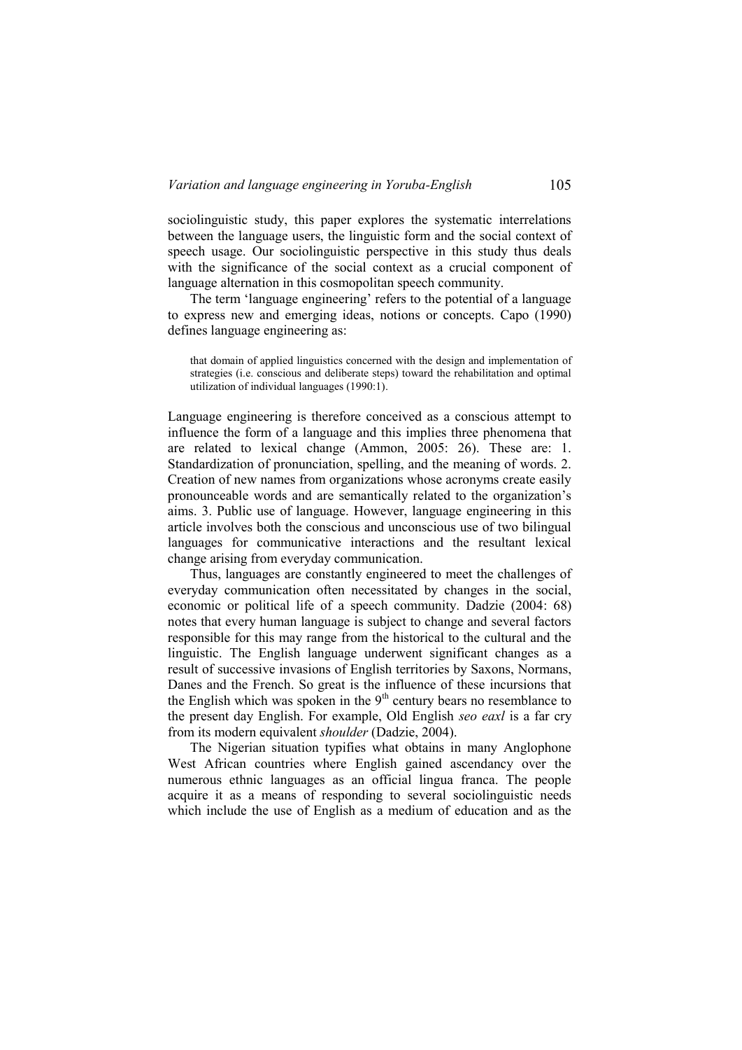sociolinguistic study, this paper explores the systematic interrelations between the language users, the linguistic form and the social context of speech usage. Our sociolinguistic perspective in this study thus deals with the significance of the social context as a crucial component of language alternation in this cosmopolitan speech community.

The term 'language engineering' refers to the potential of a language to express new and emerging ideas, notions or concepts. Capo (1990) defines language engineering as:

> that domain of applied linguistics concerned with the design and implementation of strategies (i.e. conscious and deliberate steps) toward the rehabilitation and optimal utilization of individual languages (1990:1).

Language engineering is therefore conceived as a conscious attempt to influence the form of a language and this implies three phenomena that are related to lexical change (Ammon, 2005: 26). These are: 1. Standardization of pronunciation, spelling, and the meaning of words. 2. Creation of new names from organizations whose acronyms create easily pronounceable words and are semantically related to the organization's aims. 3. Public use of language. However, language engineering in this article involves both the conscious and unconscious use of two bilingual languages for communicative interactions and the resultant lexical change arising from everyday communication.

Thus, languages are constantly engineered to meet the challenges of everyday communication often necessitated by changes in the social, economic or political life of a speech community. Dadzie (2004: 68) notes that every human language is subject to change and several factors responsible for this may range from the historical to the cultural and the linguistic. The English language underwent significant changes as a result of successive invasions of English territories by Saxons, Normans, Danes and the French. So great is the influence of these incursions that the English which was spoken in the 9th century bears no resemblance to the present day English. For example, Old English *seo eaxl* is a far cry from its modern equivalent *shoulder* (Dadzie, 2004).

The Nigerian situation typifies what obtains in many Anglophone West African countries where English gained ascendancy over the numerous ethnic languages as an official lingua franca. The people acquire it as a means of responding to several sociolinguistic needs which include the use of English as a medium of education and as the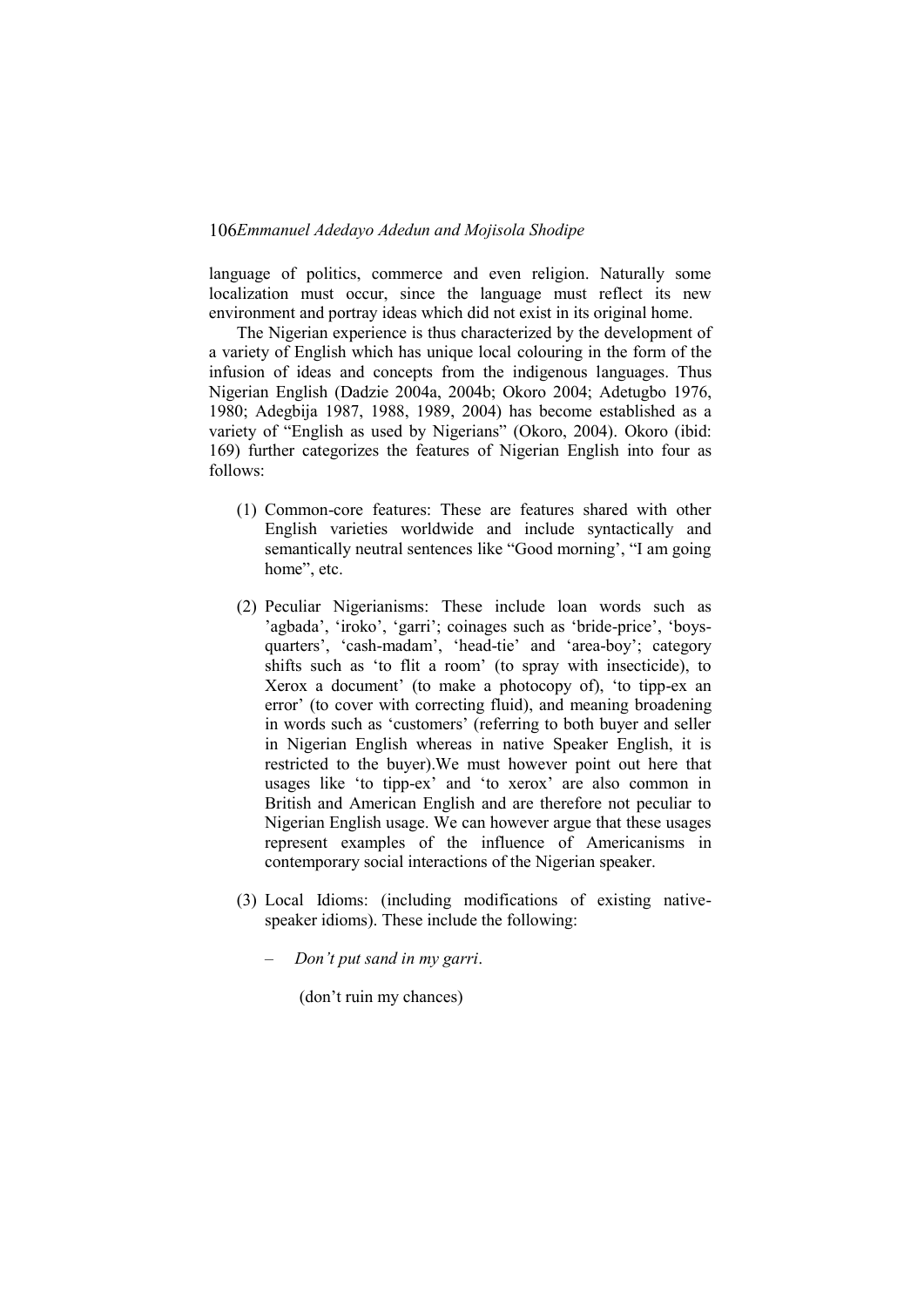language of politics, commerce and even religion. Naturally some localization must occur, since the language must reflect its new environment and portray ideas which did not exist in its original home.

The Nigerian experience is thus characterized by the development of a variety of English which has unique local colouring in the form of the infusion of ideas and concepts from the indigenous languages. Thus Nigerian English (Dadzie 2004a, 2004b; Okoro 2004; Adetugbo 1976, 1980; Adegbija 1987, 1988, 1989, 2004) has become established as a variety of "English as used by Nigerians" (Okoro, 2004). Okoro (ibid: 169) further categorizes the features of Nigerian English into four as follows:

(1) Common-core features: These are features shared with other English varieties worldwide and include syntactically and semantically neutral sentences like "Good morning', "I am going home", etc.

(2) Peculiar Nigerianisms: These include loan words such as 'agbada', 'iroko', 'garri'; coinages such as 'bride-price', 'boys-quarters', 'cash-madam', 'head-tie' and 'area-boy'; category shifts such as 'to flit a room' (to spray with insecticide), to Xerox a document' (to make a photocopy of), 'to tipp-ex an error' (to cover with correcting fluid), and meaning broadening in words such as 'customers' (referring to both buyer and seller in Nigerian English whereas in native Speaker English, it is restricted to the buyer).We must however point out here that usages like 'to tipp-ex' and 'to xerox' are also common in British and American English and are therefore not peculiar to Nigerian English usage. We can however argue that these usages represent examples of the influence of Americanisms in contemporary social interactions of the Nigerian speaker.

(3) Local Idioms: (including modifications of existing native-speaker idioms). These include the following:

   – *Don't put sand in my garri*.

     (don't ruin my chances)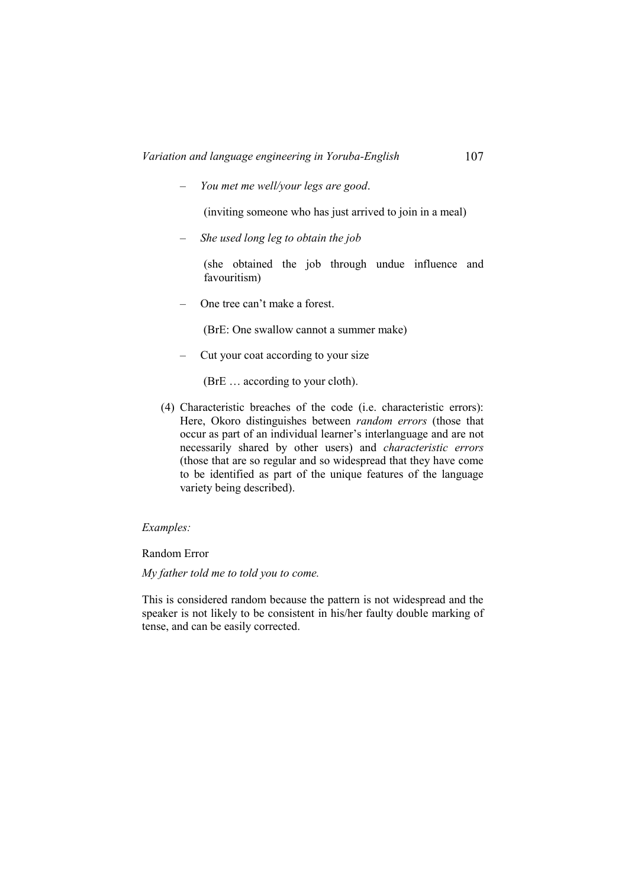- *You met me well/your legs are good*.

  (inviting someone who has just arrived to join in a meal)

- *She used long leg to obtain the job*

  (she obtained the job through undue influence and favouritism)

- One tree can't make a forest.

  (BrE: One swallow cannot a summer make)

- Cut your coat according to your size

  (BrE … according to your cloth).

(4) Characteristic breaches of the code (i.e. characteristic errors): Here, Okoro distinguishes between *random errors* (those that occur as part of an individual learner's interlanguage and are not necessarily shared by other users) and *characteristic errors* (those that are so regular and so widespread that they have come to be identified as part of the unique features of the language variety being described).

*Examples:*

Random Error

*My father told me to told you to come.*

This is considered random because the pattern is not widespread and the speaker is not likely to be consistent in his/her faulty double marking of tense, and can be easily corrected.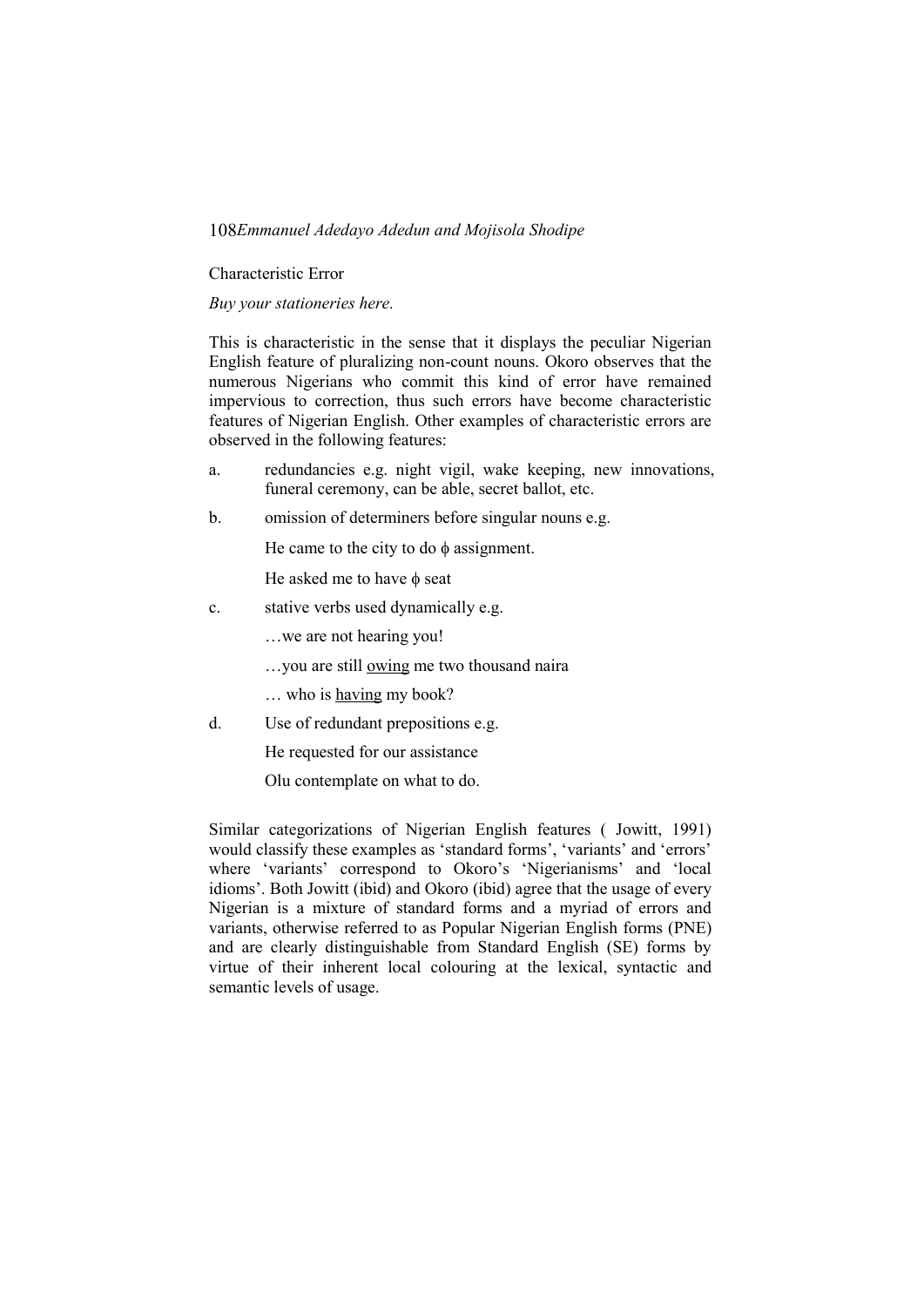Characteristic Error

*Buy your stationeries here.*

This is characteristic in the sense that it displays the peculiar Nigerian English feature of pluralizing non-count nouns. Okoro observes that the numerous Nigerians who commit this kind of error have remained impervious to correction, thus such errors have become characteristic features of Nigerian English. Other examples of characteristic errors are observed in the following features:

a. redundancies e.g. night vigil, wake keeping, new innovations, funeral ceremony, can be able, secret ballot, etc.

b. omission of determiners before singular nouns e.g.

   He came to the city to do $\phi$ assignment.

   He asked me to have $\phi$ seat

c. stative verbs used dynamically e.g.

   …we are not hearing you!

   …you are still <u>owing</u> me two thousand naira

   … who is <u>having</u> my book?

d. Use of redundant prepositions e.g.

   He requested for our assistance

   Olu contemplate on what to do.

Similar categorizations of Nigerian English features ( Jowitt, 1991) would classify these examples as 'standard forms', 'variants' and 'errors' where 'variants' correspond to Okoro's 'Nigerianisms' and 'local idioms'. Both Jowitt (ibid) and Okoro (ibid) agree that the usage of every Nigerian is a mixture of standard forms and a myriad of errors and variants, otherwise referred to as Popular Nigerian English forms (PNE) and are clearly distinguishable from Standard English (SE) forms by virtue of their inherent local colouring at the lexical, syntactic and semantic levels of usage.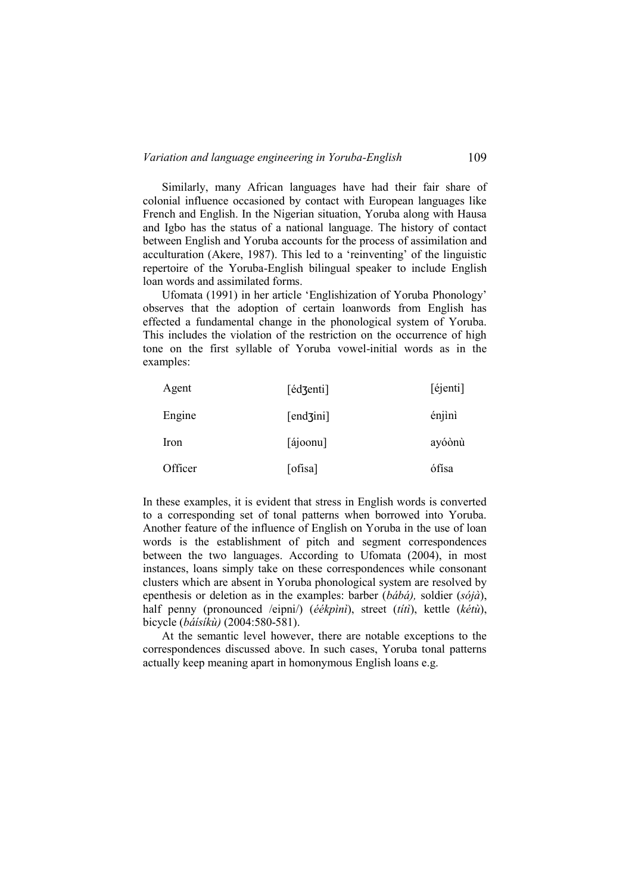Similarly, many African languages have had their fair share of colonial influence occasioned by contact with European languages like French and English. In the Nigerian situation, Yoruba along with Hausa and Igbo has the status of a national language. The history of contact between English and Yoruba accounts for the process of assimilation and acculturation (Akere, 1987). This led to a 'reinventing' of the linguistic repertoire of the Yoruba-English bilingual speaker to include English loan words and assimilated forms.

Ufomata (1991) in her article 'Englishization of Yoruba Phonology' observes that the adoption of certain loanwords from English has effected a fundamental change in the phonological system of Yoruba. This includes the violation of the restriction on the occurrence of high tone on the first syllable of Yoruba vowel-initial words as in the examples:

| | | |
|---|---|---|
| Agent | [édʒenti] | [éjenti] |
| Engine | [endʒini] | énjìnì |
| Iron | [ájoonu] | ayóònù |
| Officer | [ofisa] | ófísa |

In these examples, it is evident that stress in English words is converted to a corresponding set of tonal patterns when borrowed into Yoruba. Another feature of the influence of English on Yoruba in the use of loan words is the establishment of pitch and segment correspondences between the two languages. According to Ufomata (2004), in most instances, loans simply take on these correspondences while consonant clusters which are absent in Yoruba phonological system are resolved by epenthesis or deletion as in the examples: barber (*bábá),* soldier (*sójà*), half penny (pronounced /eipni/) (*éékpìnì*), street (*títì*), kettle (*kétù*), bicycle (*báísíkù)* (2004:580-581).

At the semantic level however, there are notable exceptions to the correspondences discussed above. In such cases, Yoruba tonal patterns actually keep meaning apart in homonymous English loans e.g.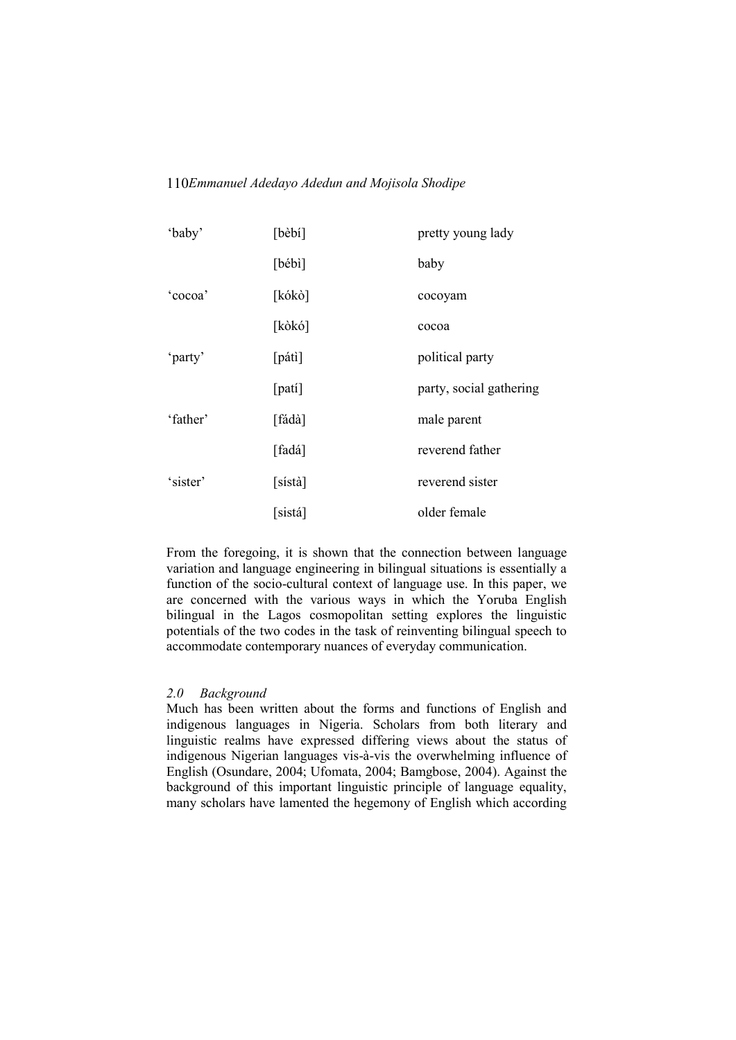| | | |
|---|---|---|
| 'baby' | [bèbí] | pretty young lady |
| | [bébì] | baby |
| 'cocoa' | [kókò] | cocoyam |
| | [kòkó] | cocoa |
| 'party' | [pátì] | political party |
| | [patí] | party, social gathering |
| 'father' | [fádà] | male parent |
| | [fadá] | reverend father |
| 'sister' | [sístà] | reverend sister |
| | [sistá] | older female |

From the foregoing, it is shown that the connection between language variation and language engineering in bilingual situations is essentially a function of the socio-cultural context of language use. In this paper, we are concerned with the various ways in which the Yoruba English bilingual in the Lagos cosmopolitan setting explores the linguistic potentials of the two codes in the task of reinventing bilingual speech to accommodate contemporary nuances of everyday communication.

### *2.0 Background*

Much has been written about the forms and functions of English and indigenous languages in Nigeria. Scholars from both literary and linguistic realms have expressed differing views about the status of indigenous Nigerian languages vis-à-vis the overwhelming influence of English (Osundare, 2004; Ufomata, 2004; Bamgbose, 2004). Against the background of this important linguistic principle of language equality, many scholars have lamented the hegemony of English which according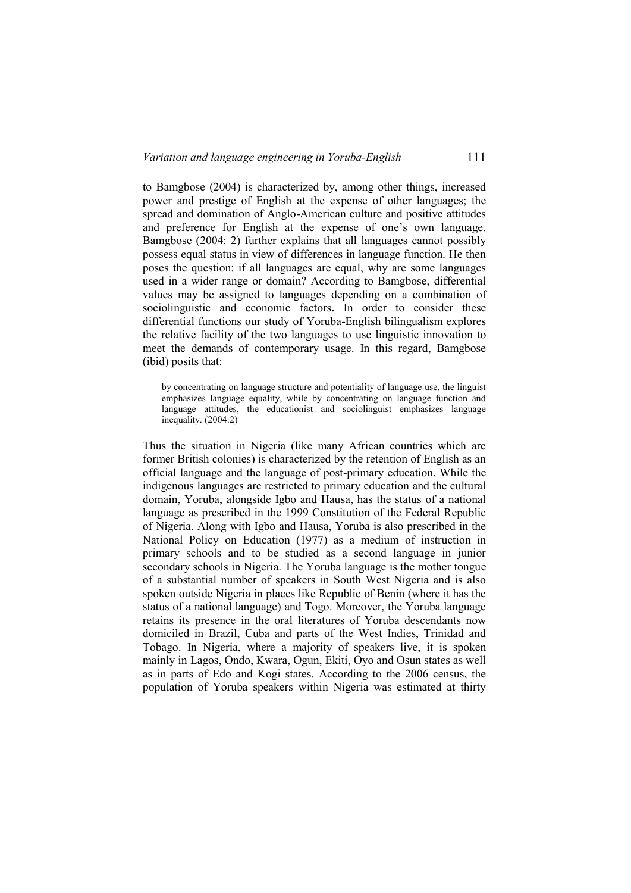to Bamgbose (2004) is characterized by, among other things, increased power and prestige of English at the expense of other languages; the spread and domination of Anglo-American culture and positive attitudes and preference for English at the expense of one's own language. Bamgbose (2004: 2) further explains that all languages cannot possibly possess equal status in view of differences in language function. He then poses the question: if all languages are equal, why are some languages used in a wider range or domain? According to Bamgbose, differential values may be assigned to languages depending on a combination of sociolinguistic and economic factors**.** In order to consider these differential functions our study of Yoruba-English bilingualism explores the relative facility of the two languages to use linguistic innovation to meet the demands of contemporary usage. In this regard, Bamgbose (ibid) posits that:

> by concentrating on language structure and potentiality of language use, the linguist emphasizes language equality, while by concentrating on language function and language attitudes, the educationist and sociolinguist emphasizes language inequality. (2004:2)

Thus the situation in Nigeria (like many African countries which are former British colonies) is characterized by the retention of English as an official language and the language of post-primary education. While the indigenous languages are restricted to primary education and the cultural domain, Yoruba, alongside Igbo and Hausa, has the status of a national language as prescribed in the 1999 Constitution of the Federal Republic of Nigeria. Along with Igbo and Hausa, Yoruba is also prescribed in the National Policy on Education (1977) as a medium of instruction in primary schools and to be studied as a second language in junior secondary schools in Nigeria. The Yoruba language is the mother tongue of a substantial number of speakers in South West Nigeria and is also spoken outside Nigeria in places like Republic of Benin (where it has the status of a national language) and Togo. Moreover, the Yoruba language retains its presence in the oral literatures of Yoruba descendants now domiciled in Brazil, Cuba and parts of the West Indies, Trinidad and Tobago. In Nigeria, where a majority of speakers live, it is spoken mainly in Lagos, Ondo, Kwara, Ogun, Ekiti, Oyo and Osun states as well as in parts of Edo and Kogi states. According to the 2006 census, the population of Yoruba speakers within Nigeria was estimated at thirty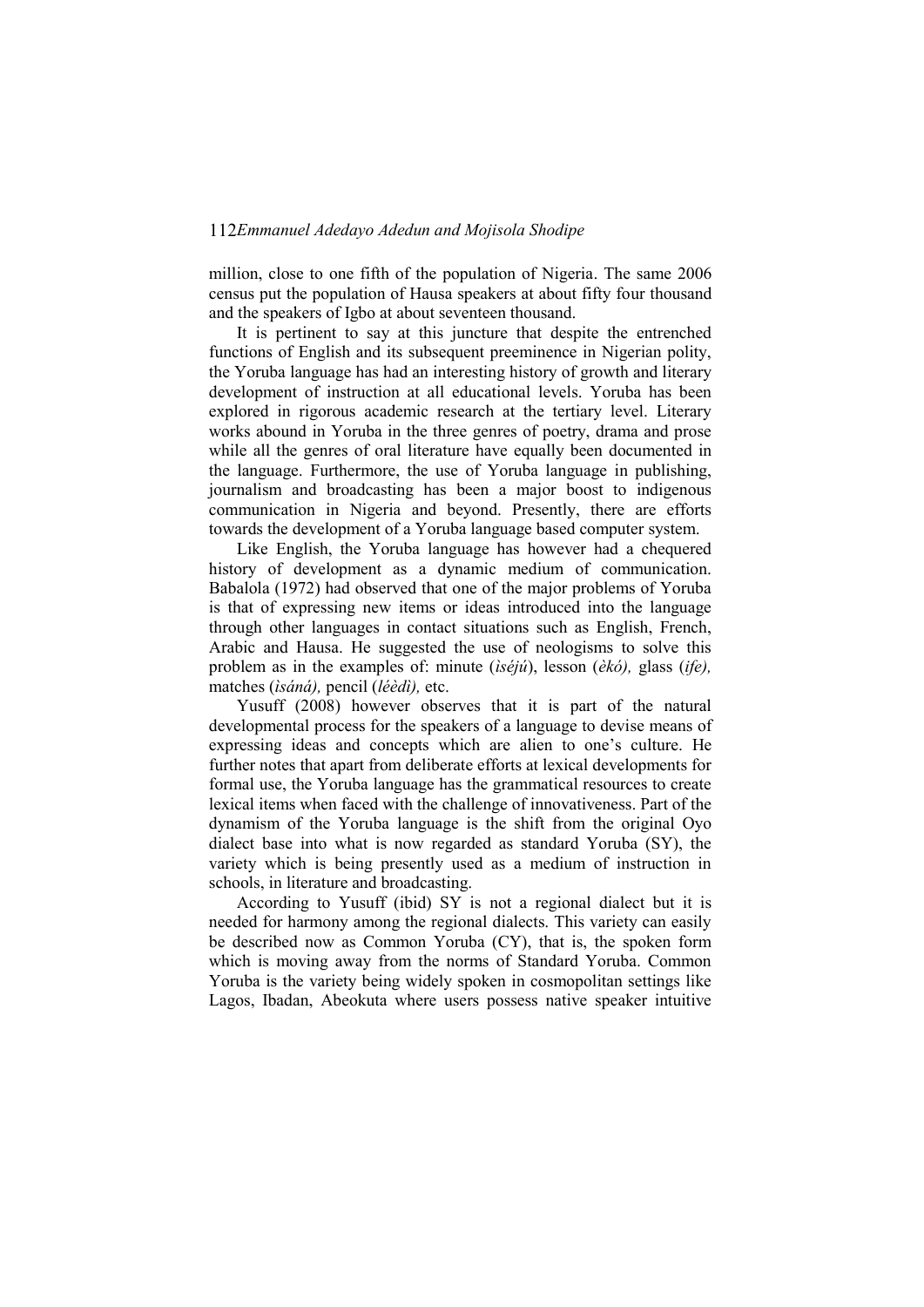million, close to one fifth of the population of Nigeria. The same 2006 census put the population of Hausa speakers at about fifty four thousand and the speakers of Igbo at about seventeen thousand.

It is pertinent to say at this juncture that despite the entrenched functions of English and its subsequent preeminence in Nigerian polity, the Yoruba language has had an interesting history of growth and literary development of instruction at all educational levels. Yoruba has been explored in rigorous academic research at the tertiary level. Literary works abound in Yoruba in the three genres of poetry, drama and prose while all the genres of oral literature have equally been documented in the language. Furthermore, the use of Yoruba language in publishing, journalism and broadcasting has been a major boost to indigenous communication in Nigeria and beyond. Presently, there are efforts towards the development of a Yoruba language based computer system.

Like English, the Yoruba language has however had a chequered history of development as a dynamic medium of communication. Babalola (1972) had observed that one of the major problems of Yoruba is that of expressing new items or ideas introduced into the language through other languages in contact situations such as English, French, Arabic and Hausa. He suggested the use of neologisms to solve this problem as in the examples of: minute (*ìséjú*), lesson (*ẹ̀kọ́),* glass (*ife),* matches (*ìsáná),* pencil (*léèdì),* etc.

Yusuff (2008) however observes that it is part of the natural developmental process for the speakers of a language to devise means of expressing ideas and concepts which are alien to one's culture. He further notes that apart from deliberate efforts at lexical developments for formal use, the Yoruba language has the grammatical resources to create lexical items when faced with the challenge of innovativeness. Part of the dynamism of the Yoruba language is the shift from the original Oyo dialect base into what is now regarded as standard Yoruba (SY), the variety which is being presently used as a medium of instruction in schools, in literature and broadcasting.

According to Yusuff (ibid) SY is not a regional dialect but it is needed for harmony among the regional dialects. This variety can easily be described now as Common Yoruba (CY), that is, the spoken form which is moving away from the norms of Standard Yoruba. Common Yoruba is the variety being widely spoken in cosmopolitan settings like Lagos, Ibadan, Abeokuta where users possess native speaker intuitive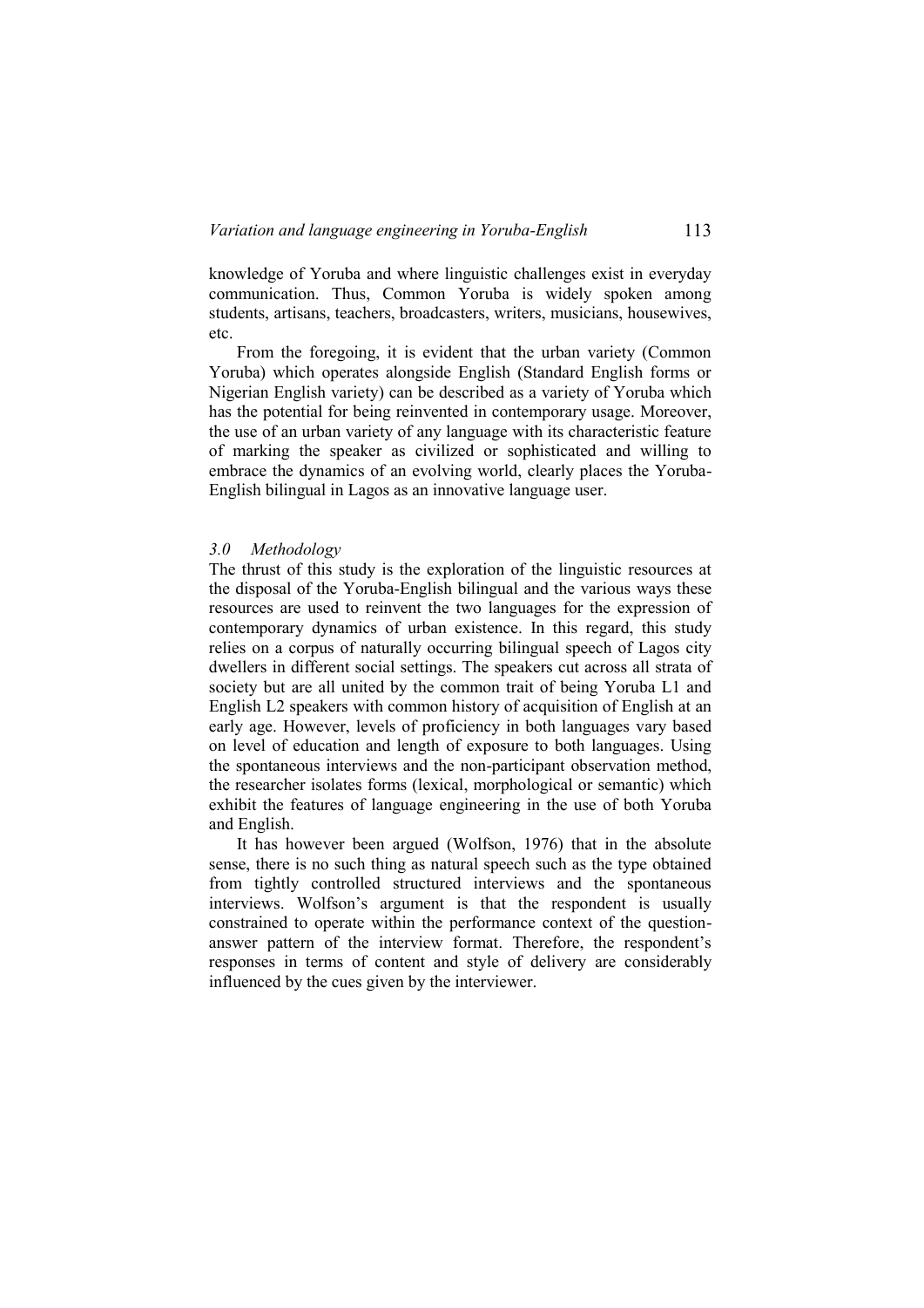knowledge of Yoruba and where linguistic challenges exist in everyday communication. Thus, Common Yoruba is widely spoken among students, artisans, teachers, broadcasters, writers, musicians, housewives, etc.

From the foregoing, it is evident that the urban variety (Common Yoruba) which operates alongside English (Standard English forms or Nigerian English variety) can be described as a variety of Yoruba which has the potential for being reinvented in contemporary usage. Moreover, the use of an urban variety of any language with its characteristic feature of marking the speaker as civilized or sophisticated and willing to embrace the dynamics of an evolving world, clearly places the Yoruba-English bilingual in Lagos as an innovative language user.

### *3.0 Methodology*

The thrust of this study is the exploration of the linguistic resources at the disposal of the Yoruba-English bilingual and the various ways these resources are used to reinvent the two languages for the expression of contemporary dynamics of urban existence. In this regard, this study relies on a corpus of naturally occurring bilingual speech of Lagos city dwellers in different social settings. The speakers cut across all strata of society but are all united by the common trait of being Yoruba L1 and English L2 speakers with common history of acquisition of English at an early age. However, levels of proficiency in both languages vary based on level of education and length of exposure to both languages. Using the spontaneous interviews and the non-participant observation method, the researcher isolates forms (lexical, morphological or semantic) which exhibit the features of language engineering in the use of both Yoruba and English.

It has however been argued (Wolfson, 1976) that in the absolute sense, there is no such thing as natural speech such as the type obtained from tightly controlled structured interviews and the spontaneous interviews. Wolfson's argument is that the respondent is usually constrained to operate within the performance context of the question-answer pattern of the interview format. Therefore, the respondent's responses in terms of content and style of delivery are considerably influenced by the cues given by the interviewer.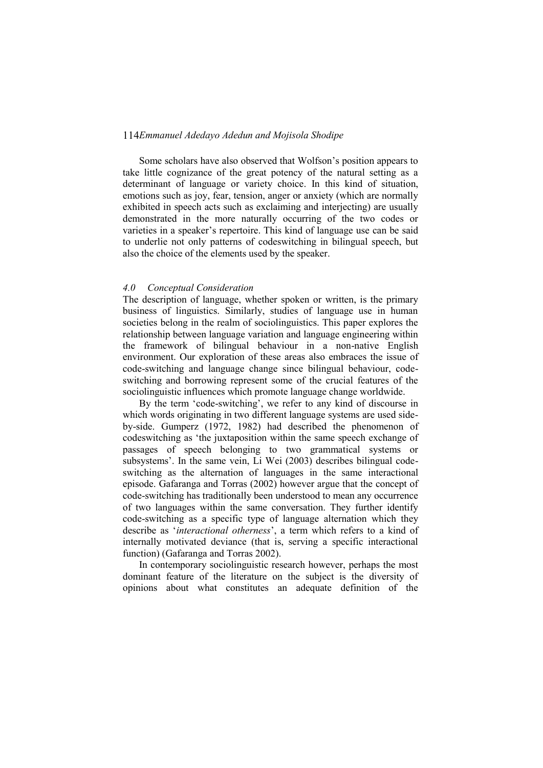Some scholars have also observed that Wolfson's position appears to take little cognizance of the great potency of the natural setting as a determinant of language or variety choice. In this kind of situation, emotions such as joy, fear, tension, anger or anxiety (which are normally exhibited in speech acts such as exclaiming and interjecting) are usually demonstrated in the more naturally occurring of the two codes or varieties in a speaker's repertoire. This kind of language use can be said to underlie not only patterns of codeswitching in bilingual speech, but also the choice of the elements used by the speaker.

### *4.0 Conceptual Consideration*

The description of language, whether spoken or written, is the primary business of linguistics. Similarly, studies of language use in human societies belong in the realm of sociolinguistics. This paper explores the relationship between language variation and language engineering within the framework of bilingual behaviour in a non-native English environment. Our exploration of these areas also embraces the issue of code-switching and language change since bilingual behaviour, code-switching and borrowing represent some of the crucial features of the sociolinguistic influences which promote language change worldwide.

By the term 'code-switching', we refer to any kind of discourse in which words originating in two different language systems are used side-by-side. Gumperz (1972, 1982) had described the phenomenon of codeswitching as 'the juxtaposition within the same speech exchange of passages of speech belonging to two grammatical systems or subsystems'. In the same vein, Li Wei (2003) describes bilingual code-switching as the alternation of languages in the same interactional episode. Gafaranga and Torras (2002) however argue that the concept of code-switching has traditionally been understood to mean any occurrence of two languages within the same conversation. They further identify code-switching as a specific type of language alternation which they describe as '*interactional otherness*', a term which refers to a kind of internally motivated deviance (that is, serving a specific interactional function) (Gafaranga and Torras 2002).

In contemporary sociolinguistic research however, perhaps the most dominant feature of the literature on the subject is the diversity of opinions about what constitutes an adequate definition of the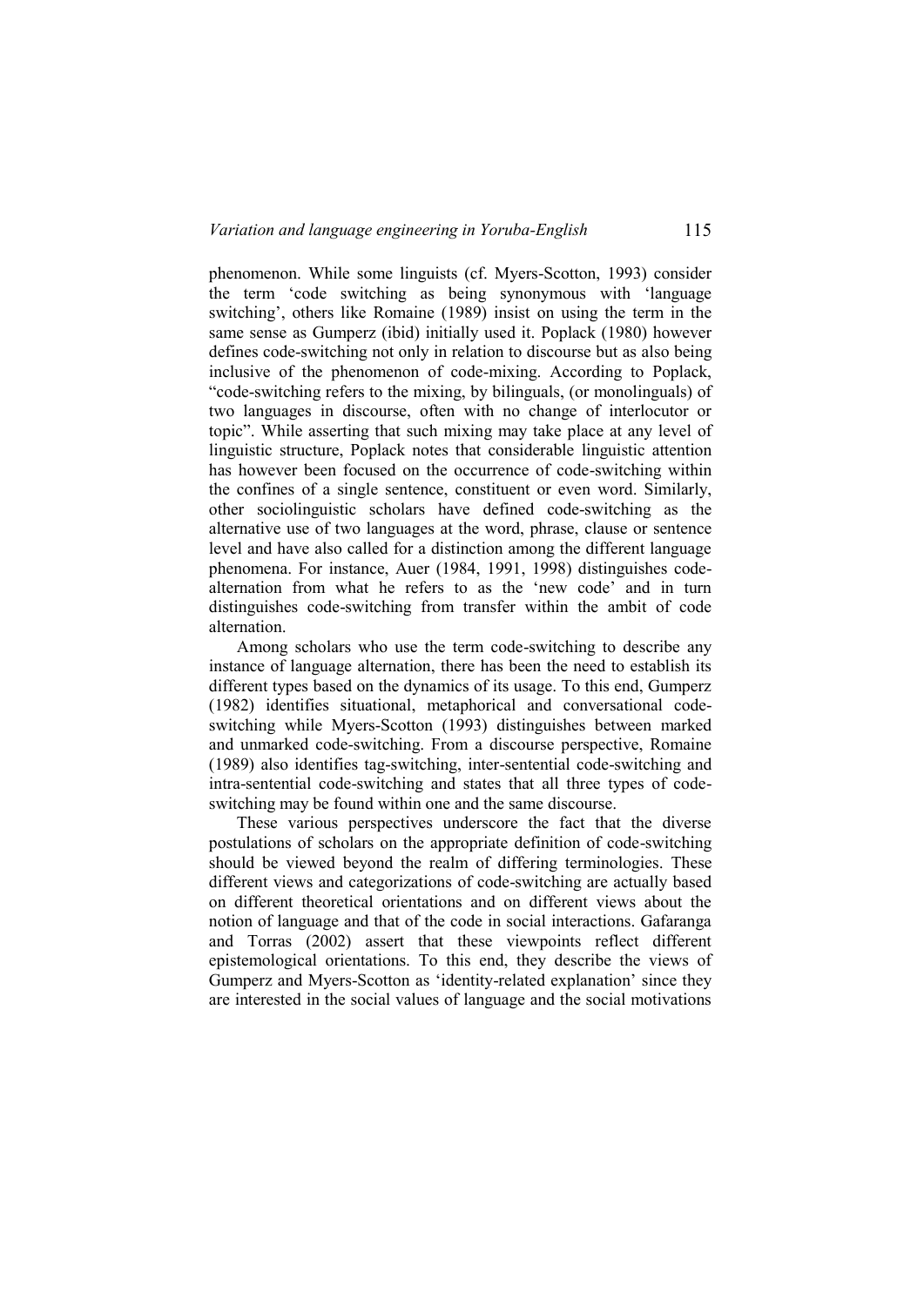phenomenon. While some linguists (cf. Myers-Scotton, 1993) consider the term 'code switching as being synonymous with 'language switching', others like Romaine (1989) insist on using the term in the same sense as Gumperz (ibid) initially used it. Poplack (1980) however defines code-switching not only in relation to discourse but as also being inclusive of the phenomenon of code-mixing. According to Poplack, "code-switching refers to the mixing, by bilinguals, (or monolinguals) of two languages in discourse, often with no change of interlocutor or topic". While asserting that such mixing may take place at any level of linguistic structure, Poplack notes that considerable linguistic attention has however been focused on the occurrence of code-switching within the confines of a single sentence, constituent or even word. Similarly, other sociolinguistic scholars have defined code-switching as the alternative use of two languages at the word, phrase, clause or sentence level and have also called for a distinction among the different language phenomena. For instance, Auer (1984, 1991, 1998) distinguishes code-alternation from what he refers to as the 'new code' and in turn distinguishes code-switching from transfer within the ambit of code alternation.

Among scholars who use the term code-switching to describe any instance of language alternation, there has been the need to establish its different types based on the dynamics of its usage. To this end, Gumperz (1982) identifies situational, metaphorical and conversational code-switching while Myers-Scotton (1993) distinguishes between marked and unmarked code-switching. From a discourse perspective, Romaine (1989) also identifies tag-switching, inter-sentential code-switching and intra-sentential code-switching and states that all three types of code-switching may be found within one and the same discourse.

These various perspectives underscore the fact that the diverse postulations of scholars on the appropriate definition of code-switching should be viewed beyond the realm of differing terminologies. These different views and categorizations of code-switching are actually based on different theoretical orientations and on different views about the notion of language and that of the code in social interactions. Gafaranga and Torras (2002) assert that these viewpoints reflect different epistemological orientations. To this end, they describe the views of Gumperz and Myers-Scotton as 'identity-related explanation' since they are interested in the social values of language and the social motivations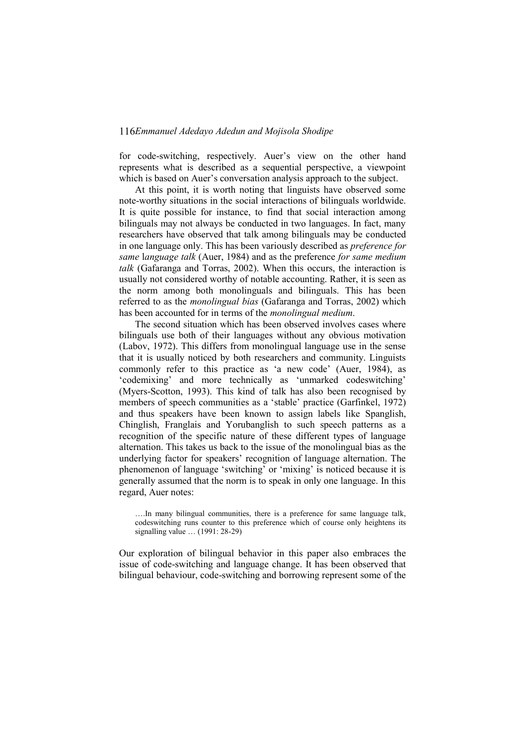for code-switching, respectively. Auer's view on the other hand represents what is described as a sequential perspective, a viewpoint which is based on Auer's conversation analysis approach to the subject.

At this point, it is worth noting that linguists have observed some note-worthy situations in the social interactions of bilinguals worldwide. It is quite possible for instance, to find that social interaction among bilinguals may not always be conducted in two languages. In fact, many researchers have observed that talk among bilinguals may be conducted in one language only. This has been variously described as *preference for same* l*anguage talk* (Auer, 1984) and as the preference *for same medium talk* (Gafaranga and Torras, 2002). When this occurs, the interaction is usually not considered worthy of notable accounting. Rather, it is seen as the norm among both monolinguals and bilinguals. This has been referred to as the *monolingual bias* (Gafaranga and Torras, 2002) which has been accounted for in terms of the *monolingual medium*.

The second situation which has been observed involves cases where bilinguals use both of their languages without any obvious motivation (Labov, 1972). This differs from monolingual language use in the sense that it is usually noticed by both researchers and community. Linguists commonly refer to this practice as 'a new code' (Auer, 1984), as 'codemixing' and more technically as 'unmarked codeswitching' (Myers-Scotton, 1993). This kind of talk has also been recognised by members of speech communities as a 'stable' practice (Garfinkel, 1972) and thus speakers have been known to assign labels like Spanglish, Chinglish, Franglais and Yorubanglish to such speech patterns as a recognition of the specific nature of these different types of language alternation. This takes us back to the issue of the monolingual bias as the underlying factor for speakers' recognition of language alternation. The phenomenon of language 'switching' or 'mixing' is noticed because it is generally assumed that the norm is to speak in only one language. In this regard, Auer notes:

> ….In many bilingual communities, there is a preference for same language talk, codeswitching runs counter to this preference which of course only heightens its signalling value … (1991: 28-29)

Our exploration of bilingual behavior in this paper also embraces the issue of code-switching and language change. It has been observed that bilingual behaviour, code-switching and borrowing represent some of the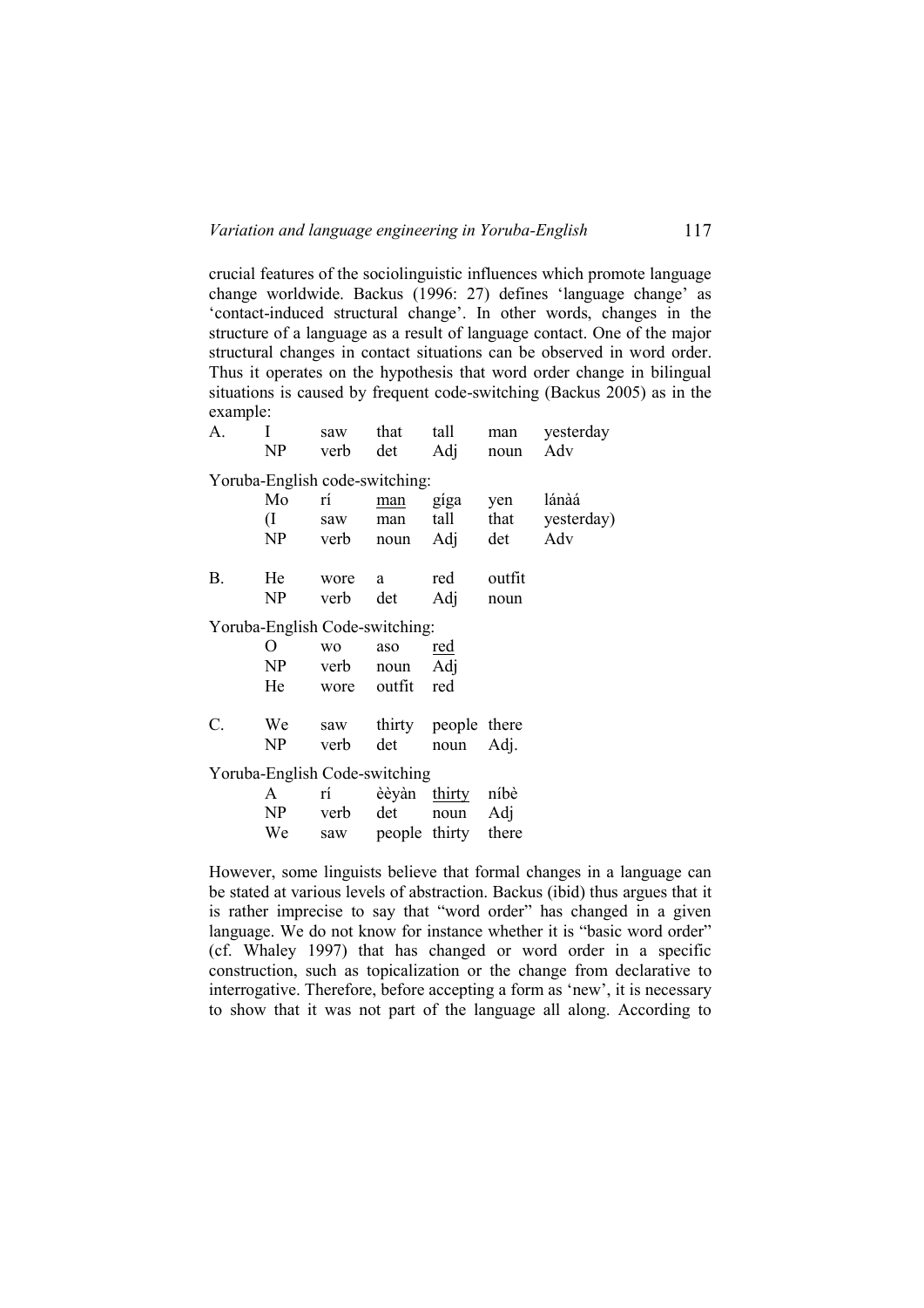crucial features of the sociolinguistic influences which promote language change worldwide. Backus (1996: 27) defines 'language change' as 'contact-induced structural change'. In other words, changes in the structure of a language as a result of language contact. One of the major structural changes in contact situations can be observed in word order. Thus it operates on the hypothesis that word order change in bilingual situations is caused by frequent code-switching (Backus 2005) as in the example:

| | | | | | | |
|---|---|---|---|---|---|---|
| A. | I | saw | that | tall | man | yesterday |
| | NP | verb | det | Adj | noun | Adv |

Yoruba-English code-switching:

| | | | | | | |
|---|---|---|---|---|---|---|
| | Mo | rí | <u>man</u> | gíga | yen | lánàá |
| | (I | saw | man | tall | that | yesterday) |
| | NP | verb | noun | Adj | det | Adv |

| | | | | | |
|---|---|---|---|---|---|
| B. | He | wore | a | red | outfit |
| | NP | verb | det | Adj | noun |

Yoruba-English Code-switching:

| | | | | |
|---|---|---|---|---|
| | O | wo | aso | <u>red</u> |
| | NP | verb | noun | Adj |
| | He | wore | outfit | red |

| | | | | | |
|---|---|---|---|---|---|
| C. | We | saw | thirty | people | there |
| | NP | verb | det | noun | Adj. |

Yoruba-English Code-switching

| | | | | | |
|---|---|---|---|---|---|
| | A | rí | èèyàn | <u>thirty</u> | níbè |
| | NP | verb | det | noun | Adj |
| | We | saw | people | thirty | there |

However, some linguists believe that formal changes in a language can be stated at various levels of abstraction. Backus (ibid) thus argues that it is rather imprecise to say that "word order" has changed in a given language. We do not know for instance whether it is "basic word order" (cf. Whaley 1997) that has changed or word order in a specific construction, such as topicalization or the change from declarative to interrogative. Therefore, before accepting a form as 'new', it is necessary to show that it was not part of the language all along. According to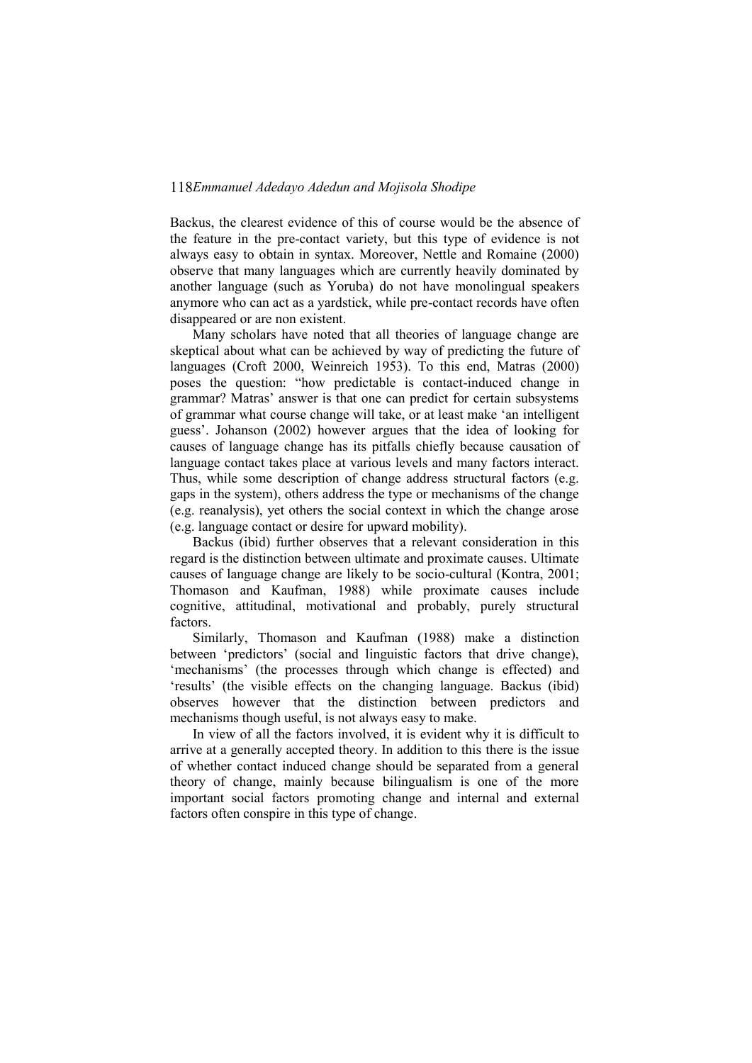Backus, the clearest evidence of this of course would be the absence of the feature in the pre-contact variety, but this type of evidence is not always easy to obtain in syntax. Moreover, Nettle and Romaine (2000) observe that many languages which are currently heavily dominated by another language (such as Yoruba) do not have monolingual speakers anymore who can act as a yardstick, while pre-contact records have often disappeared or are non existent.

Many scholars have noted that all theories of language change are skeptical about what can be achieved by way of predicting the future of languages (Croft 2000, Weinreich 1953). To this end, Matras (2000) poses the question: "how predictable is contact-induced change in grammar? Matras' answer is that one can predict for certain subsystems of grammar what course change will take, or at least make 'an intelligent guess'. Johanson (2002) however argues that the idea of looking for causes of language change has its pitfalls chiefly because causation of language contact takes place at various levels and many factors interact. Thus, while some description of change address structural factors (e.g. gaps in the system), others address the type or mechanisms of the change (e.g. reanalysis), yet others the social context in which the change arose (e.g. language contact or desire for upward mobility).

Backus (ibid) further observes that a relevant consideration in this regard is the distinction between ultimate and proximate causes. Ultimate causes of language change are likely to be socio-cultural (Kontra, 2001; Thomason and Kaufman, 1988) while proximate causes include cognitive, attitudinal, motivational and probably, purely structural factors.

Similarly, Thomason and Kaufman (1988) make a distinction between 'predictors' (social and linguistic factors that drive change), 'mechanisms' (the processes through which change is effected) and 'results' (the visible effects on the changing language. Backus (ibid) observes however that the distinction between predictors and mechanisms though useful, is not always easy to make.

In view of all the factors involved, it is evident why it is difficult to arrive at a generally accepted theory. In addition to this there is the issue of whether contact induced change should be separated from a general theory of change, mainly because bilingualism is one of the more important social factors promoting change and internal and external factors often conspire in this type of change.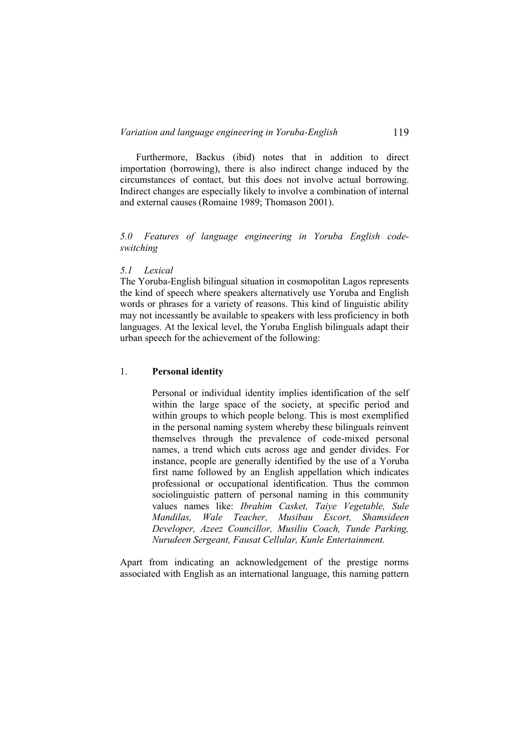Furthermore, Backus (ibid) notes that in addition to direct importation (borrowing), there is also indirect change induced by the circumstances of contact, but this does not involve actual borrowing. Indirect changes are especially likely to involve a combination of internal and external causes (Romaine 1989; Thomason 2001).

### *5.0 Features of language engineering in Yoruba English code-switching*

#### *5.1 Lexical*

The Yoruba-English bilingual situation in cosmopolitan Lagos represents the kind of speech where speakers alternatively use Yoruba and English words or phrases for a variety of reasons. This kind of linguistic ability may not incessantly be available to speakers with less proficiency in both languages. At the lexical level, the Yoruba English bilinguals adapt their urban speech for the achievement of the following:

1. **Personal identity**

   Personal or individual identity implies identification of the self within the large space of the society, at specific period and within groups to which people belong. This is most exemplified in the personal naming system whereby these bilinguals reinvent themselves through the prevalence of code-mixed personal names, a trend which cuts across age and gender divides. For instance, people are generally identified by the use of a Yoruba first name followed by an English appellation which indicates professional or occupational identification. Thus the common sociolinguistic pattern of personal naming in this community values names like: *Ibrahim Casket, Taiye Vegetable, Sule Mandilas, Wale Teacher, Musibau Escort, Shamsideen Developer, Azeez Councillor, Musiliu Coach, Tunde Parking, Nurudeen Sergeant, Fausat Cellular, Kunle Entertainment.*

Apart from indicating an acknowledgement of the prestige norms associated with English as an international language, this naming pattern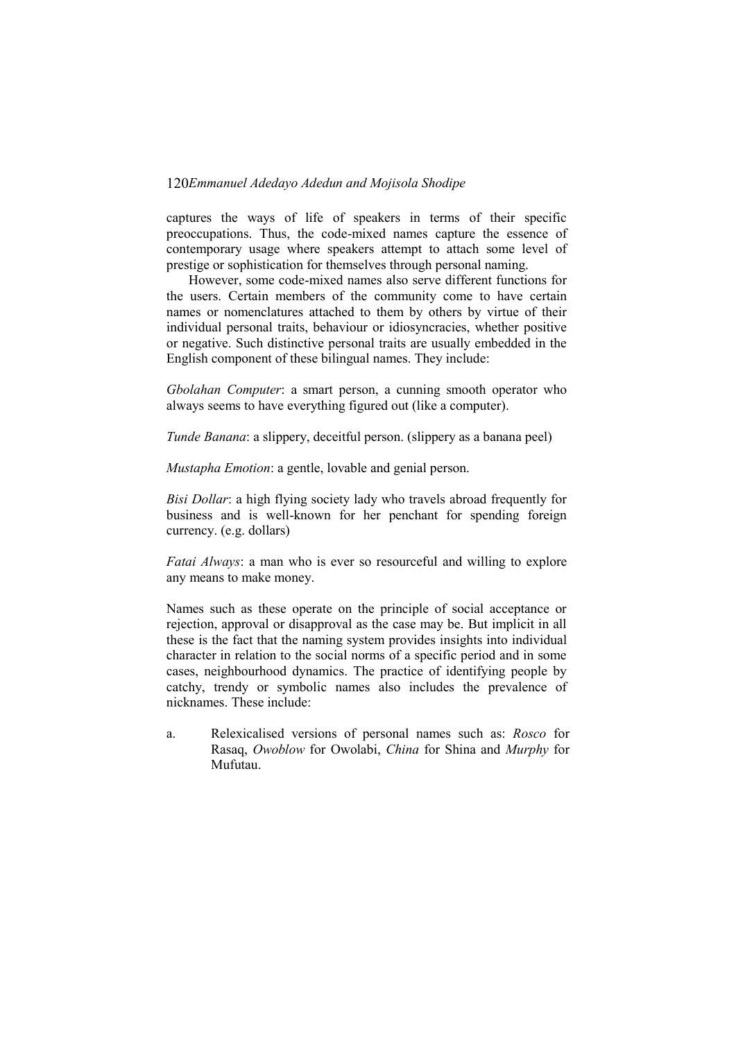captures the ways of life of speakers in terms of their specific preoccupations. Thus, the code-mixed names capture the essence of contemporary usage where speakers attempt to attach some level of prestige or sophistication for themselves through personal naming.

However, some code-mixed names also serve different functions for the users. Certain members of the community come to have certain names or nomenclatures attached to them by others by virtue of their individual personal traits, behaviour or idiosyncracies, whether positive or negative. Such distinctive personal traits are usually embedded in the English component of these bilingual names. They include:

*Gbolahan Computer*: a smart person, a cunning smooth operator who always seems to have everything figured out (like a computer).

*Tunde Banana*: a slippery, deceitful person. (slippery as a banana peel)

*Mustapha Emotion*: a gentle, lovable and genial person.

*Bisi Dollar*: a high flying society lady who travels abroad frequently for business and is well-known for her penchant for spending foreign currency. (e.g. dollars)

*Fatai Always*: a man who is ever so resourceful and willing to explore any means to make money.

Names such as these operate on the principle of social acceptance or rejection, approval or disapproval as the case may be. But implicit in all these is the fact that the naming system provides insights into individual character in relation to the social norms of a specific period and in some cases, neighbourhood dynamics. The practice of identifying people by catchy, trendy or symbolic names also includes the prevalence of nicknames. These include:

a. Relexicalised versions of personal names such as: *Rosco* for Rasaq, *Owoblow* for Owolabi, *China* for Shina and *Murphy* for Mufutau.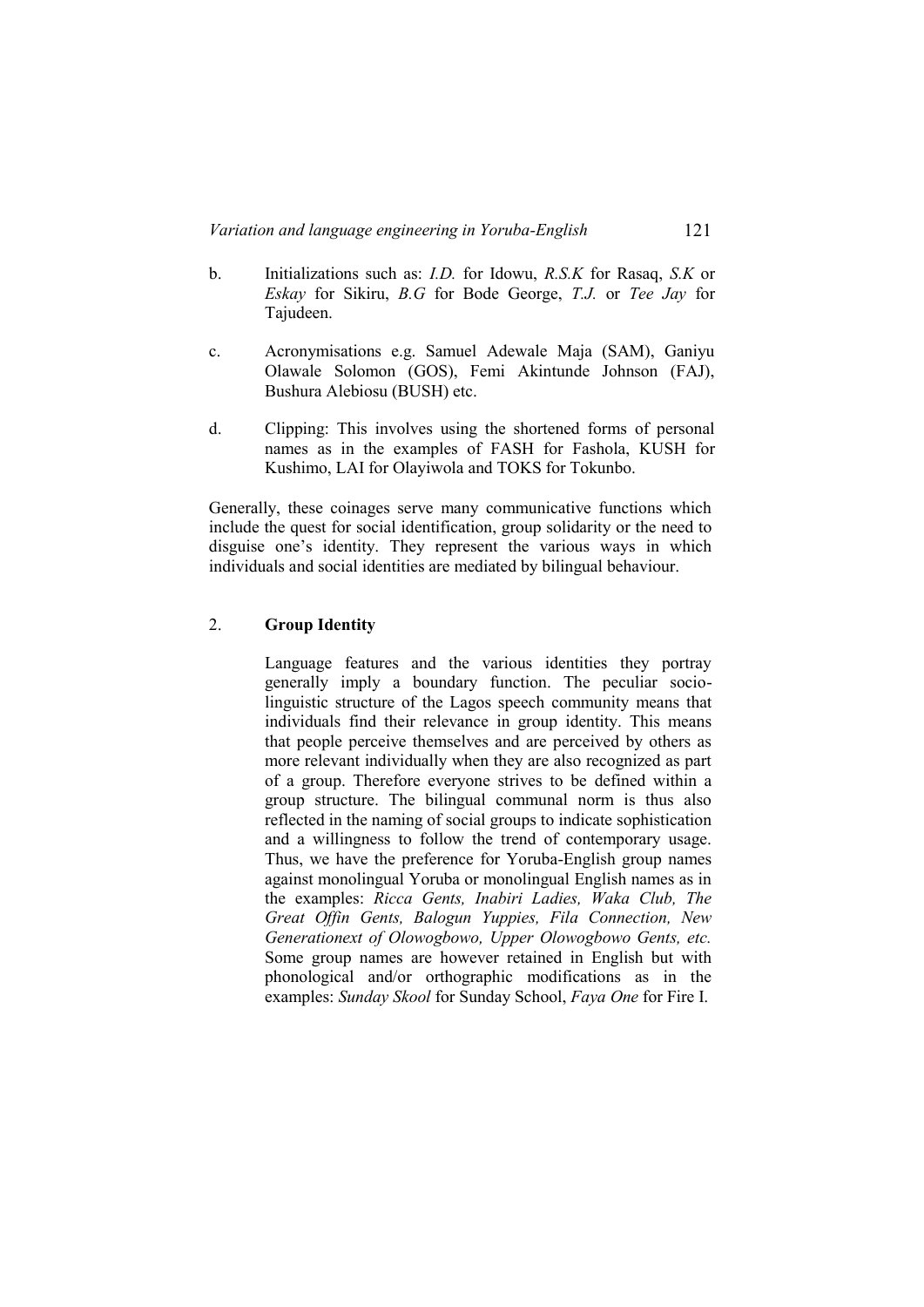b. Initializations such as: *I.D.* for Idowu, *R.S.K* for Rasaq, *S.K* or *Eskay* for Sikiru, *B.G* for Bode George, *T.J.* or *Tee Jay* for Tajudeen.

c. Acronymisations e.g. Samuel Adewale Maja (SAM), Ganiyu Olawale Solomon (GOS), Femi Akintunde Johnson (FAJ), Bushura Alebiosu (BUSH) etc.

d. Clipping: This involves using the shortened forms of personal names as in the examples of FASH for Fashola, KUSH for Kushimo, LAI for Olayiwola and TOKS for Tokunbo.

Generally, these coinages serve many communicative functions which include the quest for social identification, group solidarity or the need to disguise one's identity. They represent the various ways in which individuals and social identities are mediated by bilingual behaviour.

## 2. **Group Identity**

Language features and the various identities they portray generally imply a boundary function. The peculiar socio-linguistic structure of the Lagos speech community means that individuals find their relevance in group identity. This means that people perceive themselves and are perceived by others as more relevant individually when they are also recognized as part of a group. Therefore everyone strives to be defined within a group structure. The bilingual communal norm is thus also reflected in the naming of social groups to indicate sophistication and a willingness to follow the trend of contemporary usage. Thus, we have the preference for Yoruba-English group names against monolingual Yoruba or monolingual English names as in the examples: *Ricca Gents, Inabiri Ladies, Waka Club, The Great Offin Gents, Balogun Yuppies, Fila Connection, New Generationext of Olowogbowo, Upper Olowogbowo Gents, etc.* Some group names are however retained in English but with phonological and/or orthographic modifications as in the examples: *Sunday Skool* for Sunday School, *Faya One* for Fire I.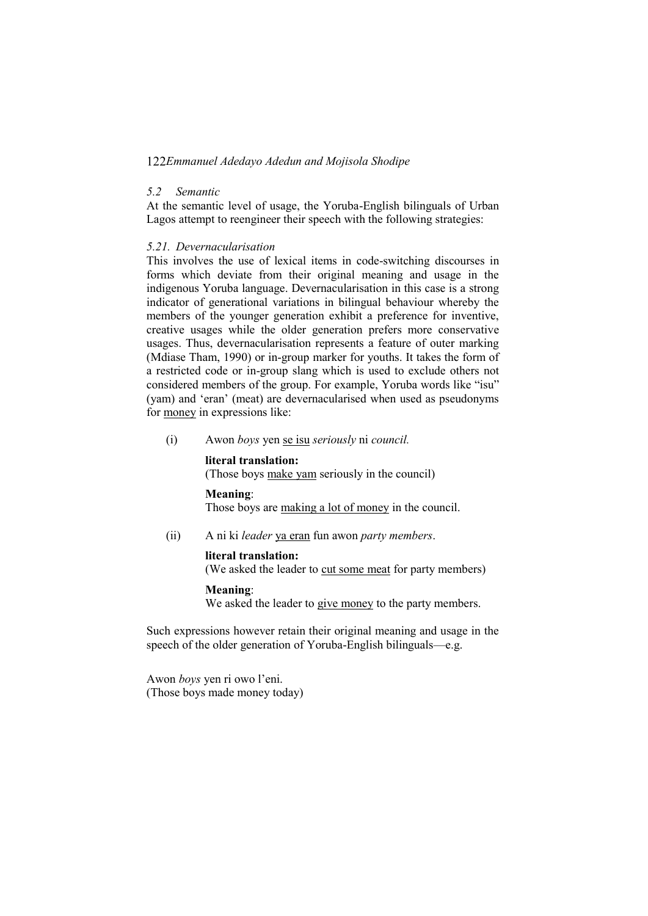*5.2 Semantic*

At the semantic level of usage, the Yoruba-English bilinguals of Urban Lagos attempt to reengineer their speech with the following strategies:

*5.21. Devernacularisation*

This involves the use of lexical items in code-switching discourses in forms which deviate from their original meaning and usage in the indigenous Yoruba language. Devernacularisation in this case is a strong indicator of generational variations in bilingual behaviour whereby the members of the younger generation exhibit a preference for inventive, creative usages while the older generation prefers more conservative usages. Thus, devernacularisation represents a feature of outer marking (Mdiase Tham, 1990) or in-group marker for youths. It takes the form of a restricted code or in-group slang which is used to exclude others not considered members of the group. For example, Yoruba words like "isu" (yam) and 'eran' (meat) are devernacularised when used as pseudonyms for <u>money</u> in expressions like:

(i) Awon *boys* yen <u>se isu</u> *seriously* ni *council.*

**literal translation:**
(Those boys <u>make yam</u> seriously in the council)

**Meaning**:
Those boys are <u>making a lot of money</u> in the council.

(ii) A ni ki *leader* <u>ya eran</u> fun awon *party members*.

**literal translation:**
(We asked the leader to <u>cut some meat</u> for party members)

**Meaning**:
We asked the leader to <u>give money</u> to the party members.

Such expressions however retain their original meaning and usage in the speech of the older generation of Yoruba-English bilinguals—e.g.

Awon *boys* yen ri owo l'eni.
(Those boys made money today)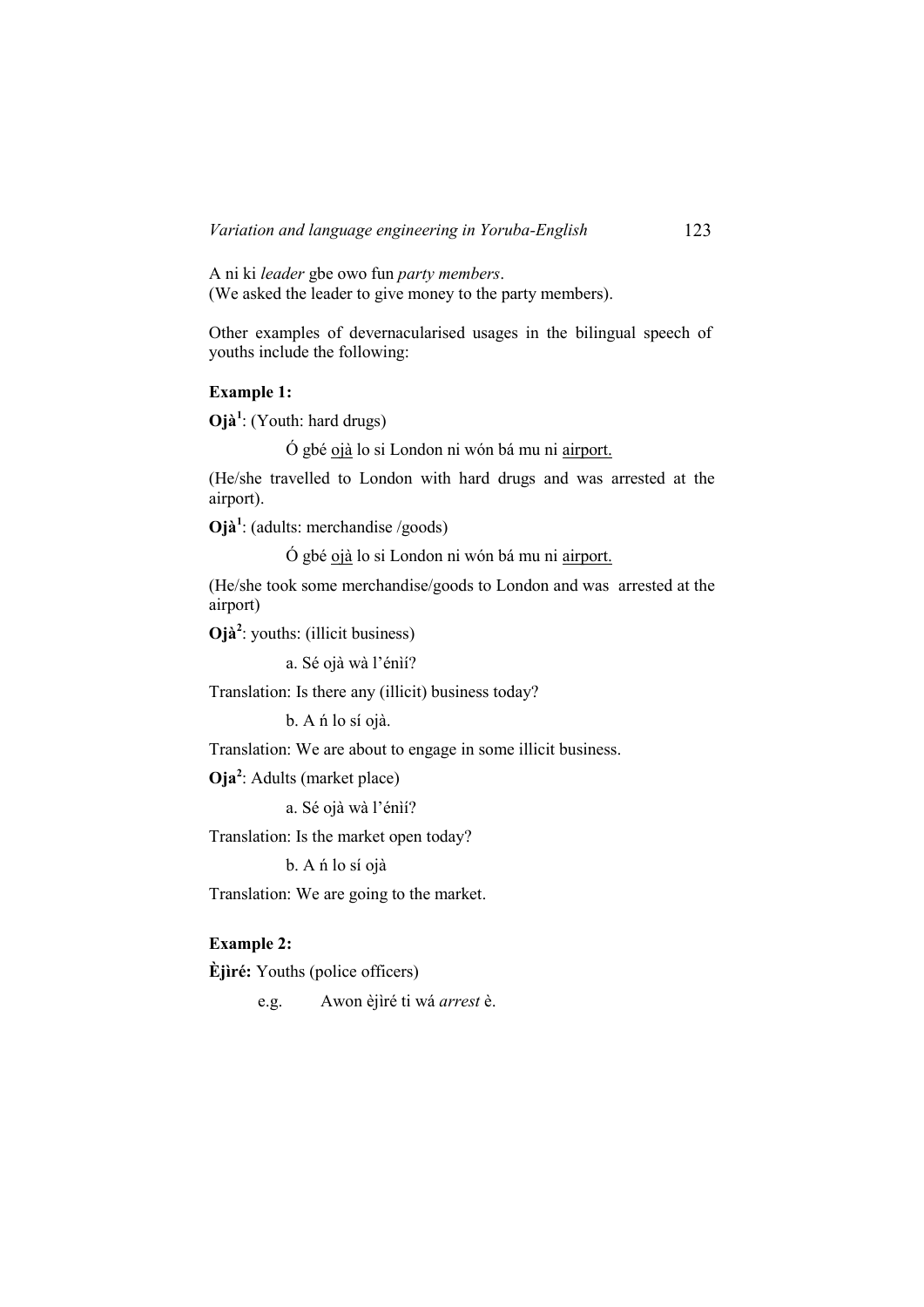A ni ki *leader* gbe owo fun *party members*.
(We asked the leader to give money to the party members).

Other examples of devernacularised usages in the bilingual speech of youths include the following:

**Example 1:**

**Ojà$^1$**: (Youth: hard drugs)

Ó gbé ojà lo si London ni wón bá mu ni airport.

(He/she travelled to London with hard drugs and was arrested at the airport).

**Ojà$^1$**: (adults: merchandise /goods)

Ó gbé ojà lo si London ni wón bá mu ni airport.

(He/she took some merchandise/goods to London and was arrested at the airport)

**Ojà$^2$**: youths: (illicit business)

a. Sé ojà wà l'énìí?

Translation: Is there any (illicit) business today?

b. A ń lo sí ojà.

Translation: We are about to engage in some illicit business.

**Oja$^2$**: Adults (market place)

a. Sé ojà wà l'énìí?

Translation: Is the market open today?

b. A ń lo sí ojà

Translation: We are going to the market.

**Example 2:**

**Èjìré:** Youths (police officers)

e.g. Awon èjìré ti wá *arrest* è.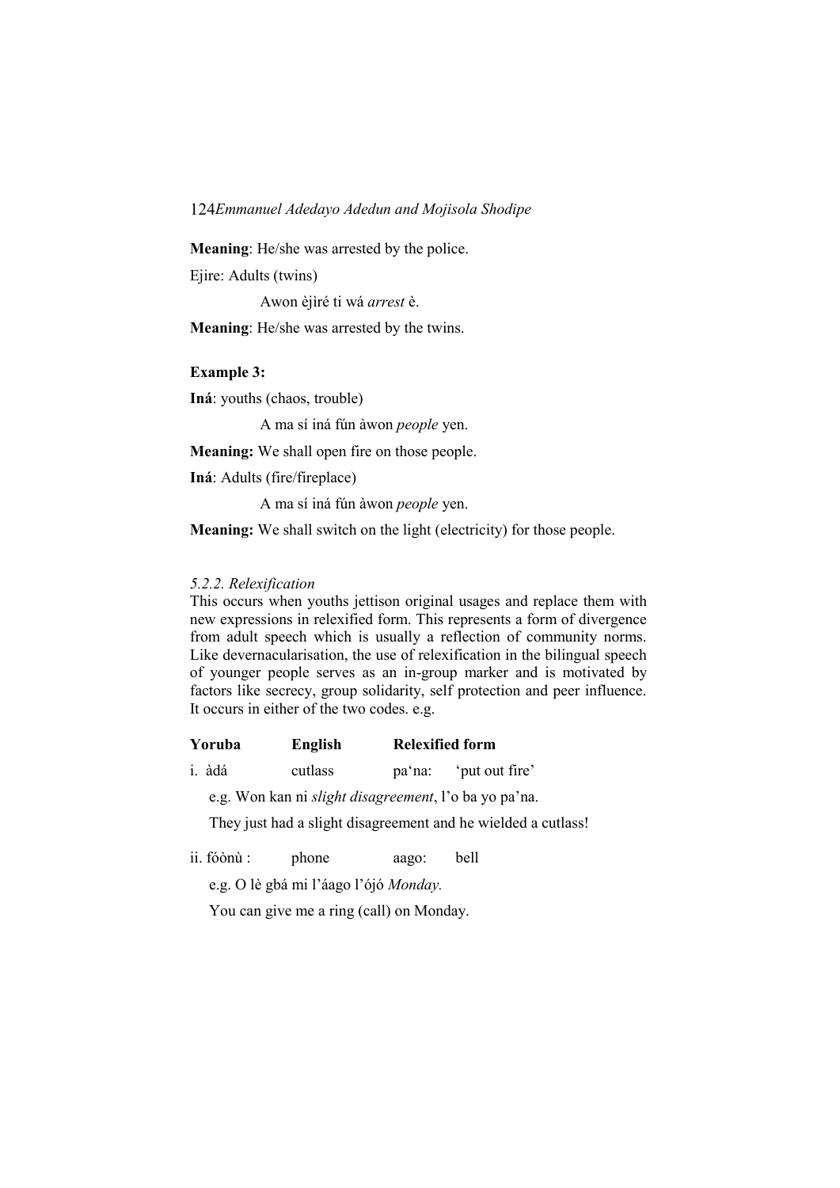**Meaning**: He/she was arrested by the police.

Ejire: Adults (twins)

Awon èjìré ti wá *arrest* è.

**Meaning**: He/she was arrested by the twins.

**Example 3:**

**Iná**: youths (chaos, trouble)

A ma sí iná fún àwon *people* yen.

**Meaning:** We shall open fire on those people.

**Iná**: Adults (fire/fireplace)

A ma sí iná fún àwon *people* yen.

**Meaning:** We shall switch on the light (electricity) for those people.

*5.2.2. Relexification*

This occurs when youths jettison original usages and replace them with new expressions in relexified form. This represents a form of divergence from adult speech which is usually a reflection of community norms. Like devernacularisation, the use of relexification in the bilingual speech of younger people serves as an in-group marker and is motivated by factors like secrecy, group solidarity, self protection and peer influence. It occurs in either of the two codes. e.g.

| Yoruba | English | Relexified form | |
|---|---|---|---|
| i. àdá | cutlass | pa'na: | 'put out fire' |

e.g. Won kan ni *slight disagreement*, l'o ba yo pa'na.

They just had a slight disagreement and he wielded a cutlass!

| | | | |
|---|---|---|---|
| ii. fóònù : | phone | aago: | bell |

e.g. O lè gbá mi l'áago l'ójó *Monday.*

You can give me a ring (call) on Monday.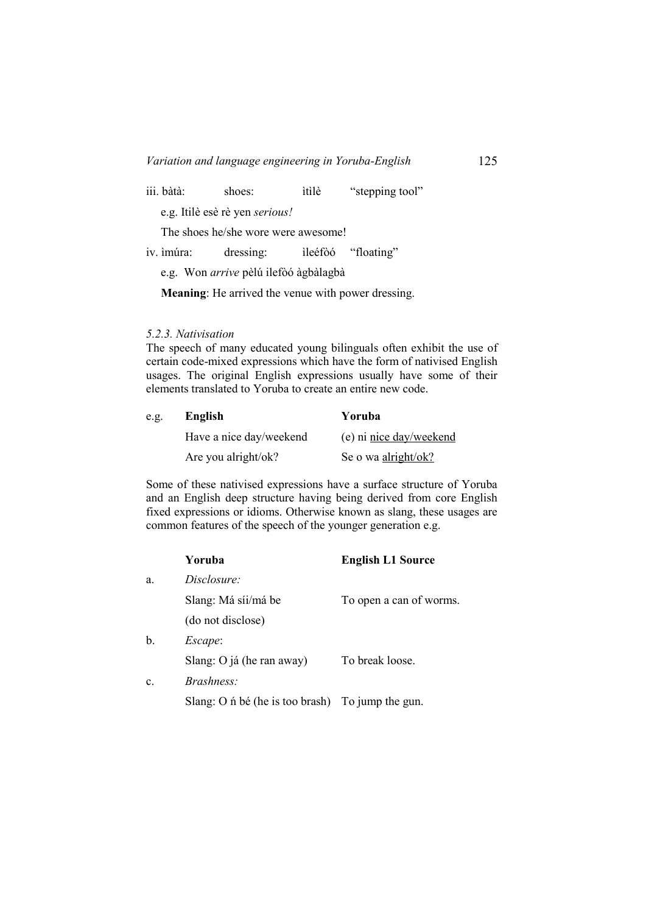iii. bàtà: shoes: ìtìlè "stepping tool"

e.g. Itilè esè rè yen *serious!*

The shoes he/she wore were awesome!

iv. ìmúra: dressing: ìleéfòó "floating"

e.g. Won *arrive* pèlú ilefòó àgbàlagbà

**Meaning**: He arrived the venue with power dressing.

*5.2.3. Nativisation*

The speech of many educated young bilinguals often exhibit the use of certain code-mixed expressions which have the form of nativised English usages. The original English expressions usually have some of their elements translated to Yoruba to create an entire new code.

| e.g. | **English** | **Yoruba** |
|---|---|---|
| | Have a nice day/weekend | (e) ni <u>nice day/weekend</u> |
| | Are you alright/ok? | Se o wa <u>alright/ok?</u> |

Some of these nativised expressions have a surface structure of Yoruba and an English deep structure having being derived from core English fixed expressions or idioms. Otherwise known as slang, these usages are common features of the speech of the younger generation e.g.

| | **Yoruba** | **English L1 Source** |
|---|---|---|
| a. | *Disclosure:* | |
| | Slang: Má síí/má be | To open a can of worms. |
| | (do not disclose) | |
| b. | *Escape*: | |
| | Slang: O já (he ran away) | To break loose. |
| c. | *Brashness:* | |
| | Slang: O ń bé (he is too brash) | To jump the gun. |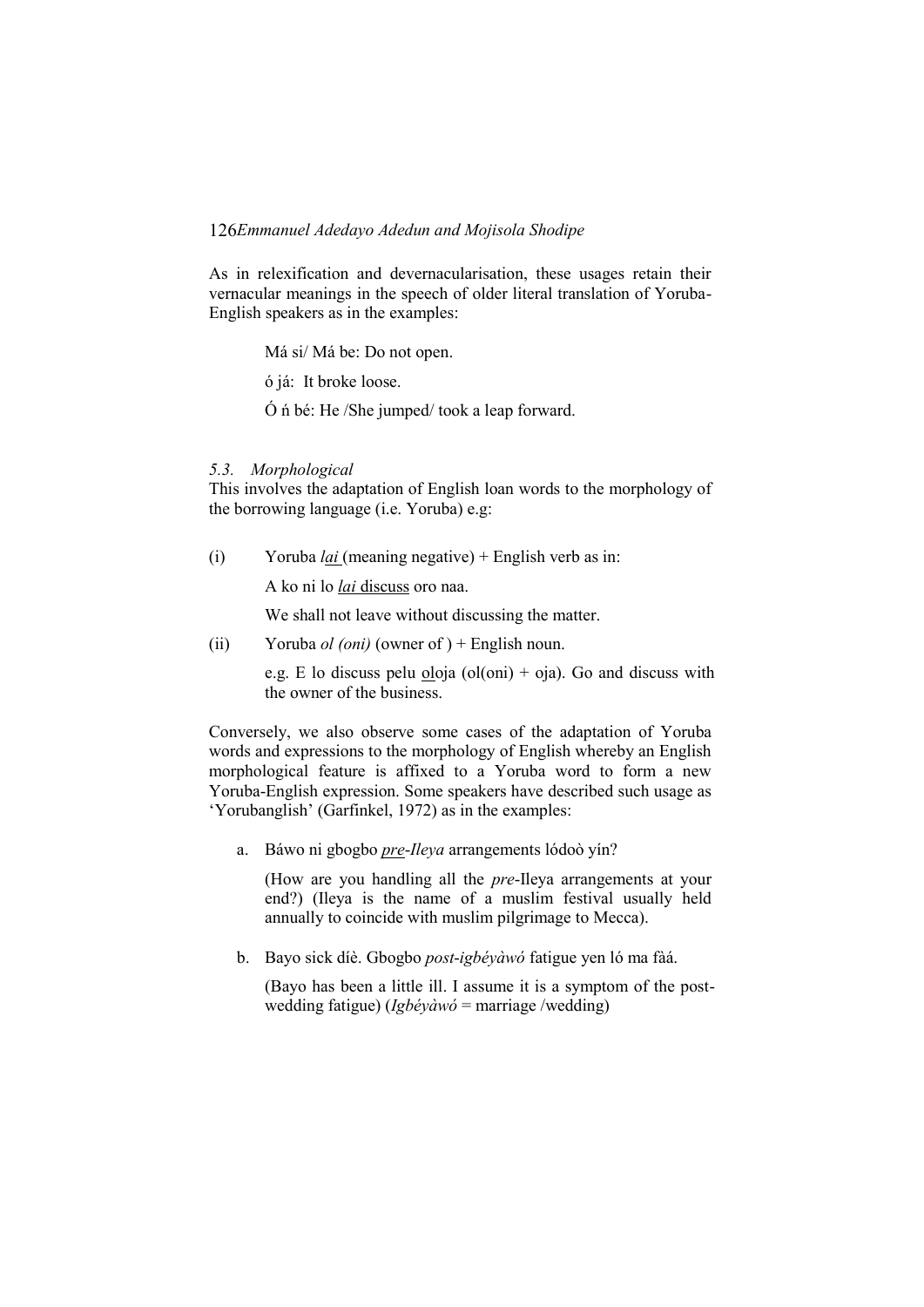As in relexification and devernacularisation, these usages retain their vernacular meanings in the speech of older literal translation of Yoruba-English speakers as in the examples:

> Má si/ Má be: Do not open.
>
> ó já: It broke loose.
>
> Ó ń bé: He /She jumped/ took a leap forward.

### *5.3. Morphological*

This involves the adaptation of English loan words to the morphology of the borrowing language (i.e. Yoruba) e.g:

(i) Yoruba *lai* (meaning negative) + English verb as in:

A ko ni lo *lai* discuss oro naa.

We shall not leave without discussing the matter.

(ii) Yoruba *ol (oni)* (owner of ) + English noun.

e.g. E lo discuss pelu oloja (ol(oni) + oja). Go and discuss with the owner of the business.

Conversely, we also observe some cases of the adaptation of Yoruba words and expressions to the morphology of English whereby an English morphological feature is affixed to a Yoruba word to form a new Yoruba-English expression. Some speakers have described such usage as 'Yorubanglish' (Garfinkel, 1972) as in the examples:

a. Báwo ni gbogbo *pre-Ileya* arrangements lódoò yín?

   (How are you handling all the *pre*-Ileya arrangements at your end?) (Ileya is the name of a muslim festival usually held annually to coincide with muslim pilgrimage to Mecca).

b. Bayo sick díè. Gbogbo *post-igbéyàwó* fatigue yen ló ma fàá.

   (Bayo has been a little ill. I assume it is a symptom of the post-wedding fatigue) (*Igbéyàwó* = marriage /wedding)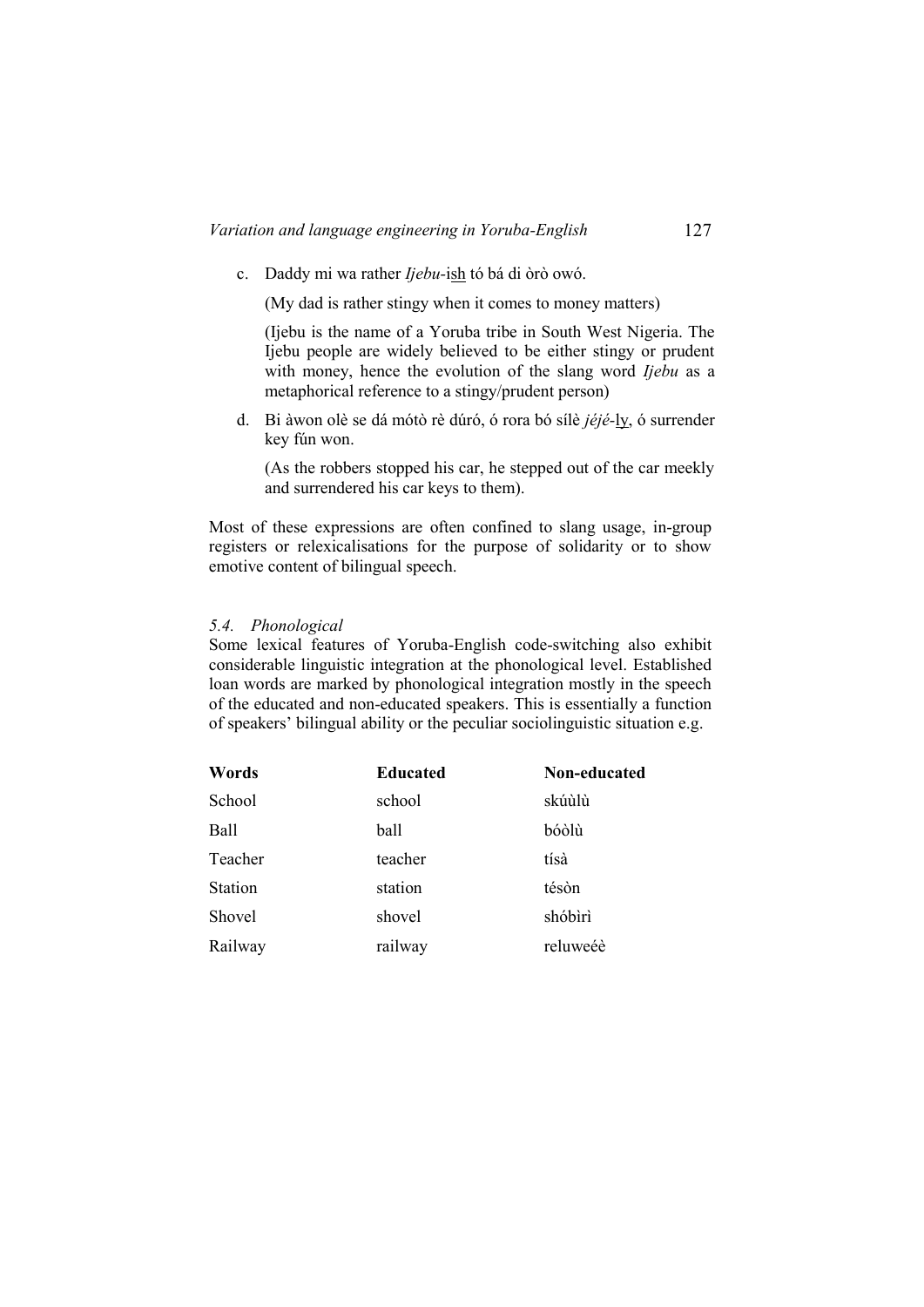c. Daddy mi wa rather *Ijebu*-<u>ish</u> tó bá di òrò owó.

   (My dad is rather stingy when it comes to money matters)

   (Ijebu is the name of a Yoruba tribe in South West Nigeria. The Ijebu people are widely believed to be either stingy or prudent with money, hence the evolution of the slang word *Ijebu* as a metaphorical reference to a stingy/prudent person)

d. Bi àwon olè se dá mótò rè dúró, ó rora bó sílè *jéjé*-<u>ly</u>, ó surrender key fún won.

   (As the robbers stopped his car, he stepped out of the car meekly and surrendered his car keys to them).

Most of these expressions are often confined to slang usage, in-group registers or relexicalisations for the purpose of solidarity or to show emotive content of bilingual speech.

### *5.4. Phonological*

Some lexical features of Yoruba-English code-switching also exhibit considerable linguistic integration at the phonological level. Established loan words are marked by phonological integration mostly in the speech of the educated and non-educated speakers. This is essentially a function of speakers' bilingual ability or the peculiar sociolinguistic situation e.g.

| **Words** | **Educated** | **Non-educated** |
|---|---|---|
| School | school | skúùlù |
| Ball | ball | bóòlù |
| Teacher | teacher | tísà |
| Station | station | tésòn |
| Shovel | shovel | shóbìrì |
| Railway | railway | reluweéè |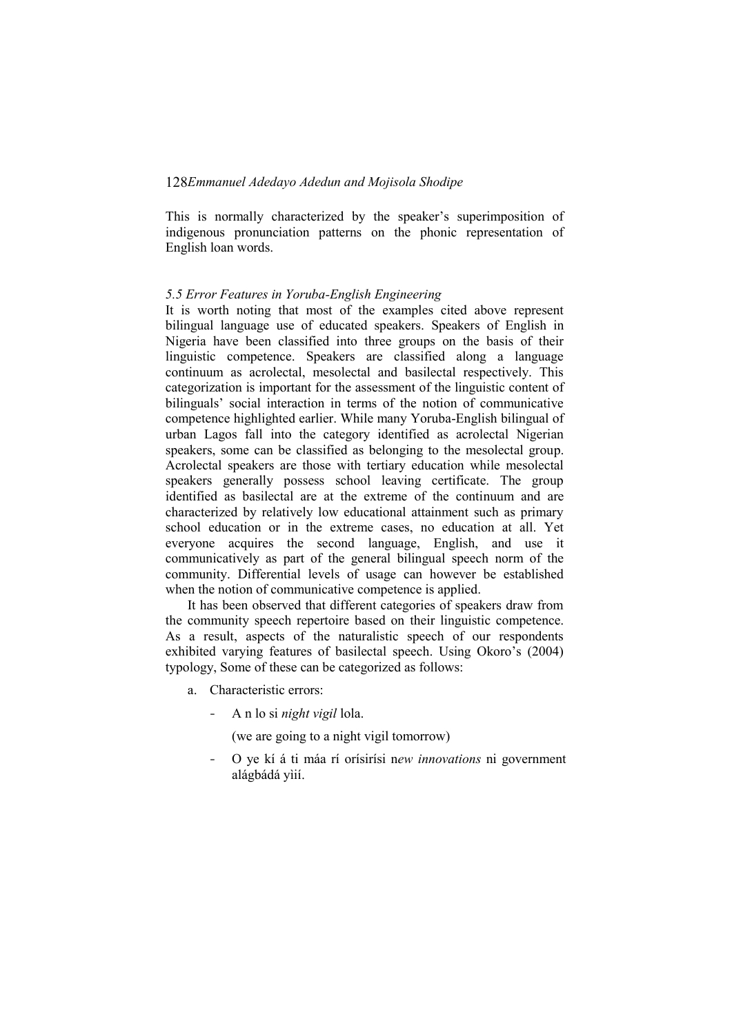This is normally characterized by the speaker's superimposition of indigenous pronunciation patterns on the phonic representation of English loan words.

### *5.5 Error Features in Yoruba-English Engineering*

It is worth noting that most of the examples cited above represent bilingual language use of educated speakers. Speakers of English in Nigeria have been classified into three groups on the basis of their linguistic competence. Speakers are classified along a language continuum as acrolectal, mesolectal and basilectal respectively. This categorization is important for the assessment of the linguistic content of bilinguals' social interaction in terms of the notion of communicative competence highlighted earlier. While many Yoruba-English bilingual of urban Lagos fall into the category identified as acrolectal Nigerian speakers, some can be classified as belonging to the mesolectal group. Acrolectal speakers are those with tertiary education while mesolectal speakers generally possess school leaving certificate. The group identified as basilectal are at the extreme of the continuum and are characterized by relatively low educational attainment such as primary school education or in the extreme cases, no education at all. Yet everyone acquires the second language, English, and use it communicatively as part of the general bilingual speech norm of the community. Differential levels of usage can however be established when the notion of communicative competence is applied.

It has been observed that different categories of speakers draw from the community speech repertoire based on their linguistic competence. As a result, aspects of the naturalistic speech of our respondents exhibited varying features of basilectal speech. Using Okoro's (2004) typology, Some of these can be categorized as follows:

a. Characteristic errors:

- A n lo si *night vigil* lola.

  (we are going to a night vigil tomorrow)

- O ye kí á ti máa rí orísirísi n*ew innovations* ni government alágbádá yìií.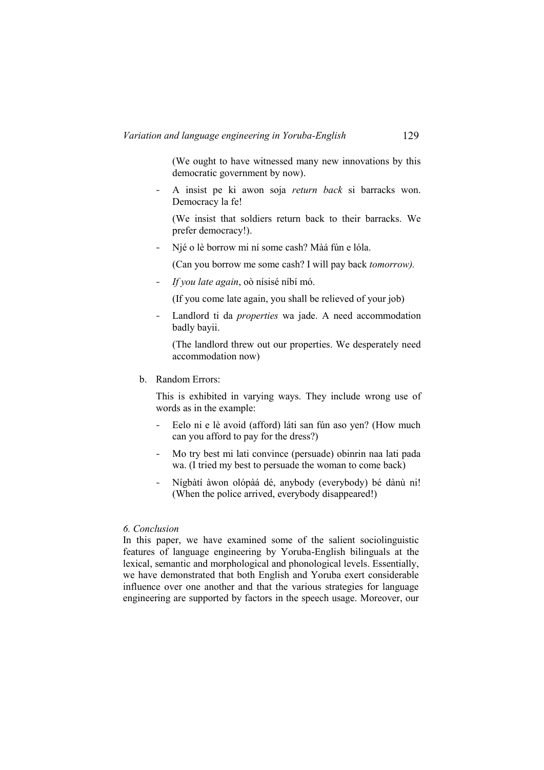(We ought to have witnessed many new innovations by this democratic government by now).

- A insist pe ki awon soja *return back* si barracks won. Democracy la fe!

  (We insist that soldiers return back to their barracks. We prefer democracy!).

- Njé o lè borrow mi ní some cash? Màá fún e lóla.

  (Can you borrow me some cash? I will pay back *tomorrow).*

- *If you late again*, oò nísisé níbí mó.

  (If you come late again, you shall be relieved of your job)

- Landlord ti da *properties* wa jade. A need accommodation badly bayii.

  (The landlord threw out our properties. We desperately need accommodation now)

b. Random Errors:

   This is exhibited in varying ways. They include wrong use of words as in the example:

   - Eelo ni e lè avoid (afford) láti san fún aso yen? (How much can you afford to pay for the dress?)
   - Mo try best mi lati convince (persuade) obinrin naa lati pada wa. (I tried my best to persuade the woman to come back)
   - Nígbàtí àwon olópàá dé, anybody (everybody) bé dànù ni! (When the police arrived, everybody disappeared!)

*6. Conclusion*

In this paper, we have examined some of the salient sociolinguistic features of language engineering by Yoruba-English bilinguals at the lexical, semantic and morphological and phonological levels. Essentially, we have demonstrated that both English and Yoruba exert considerable influence over one another and that the various strategies for language engineering are supported by factors in the speech usage. Moreover, our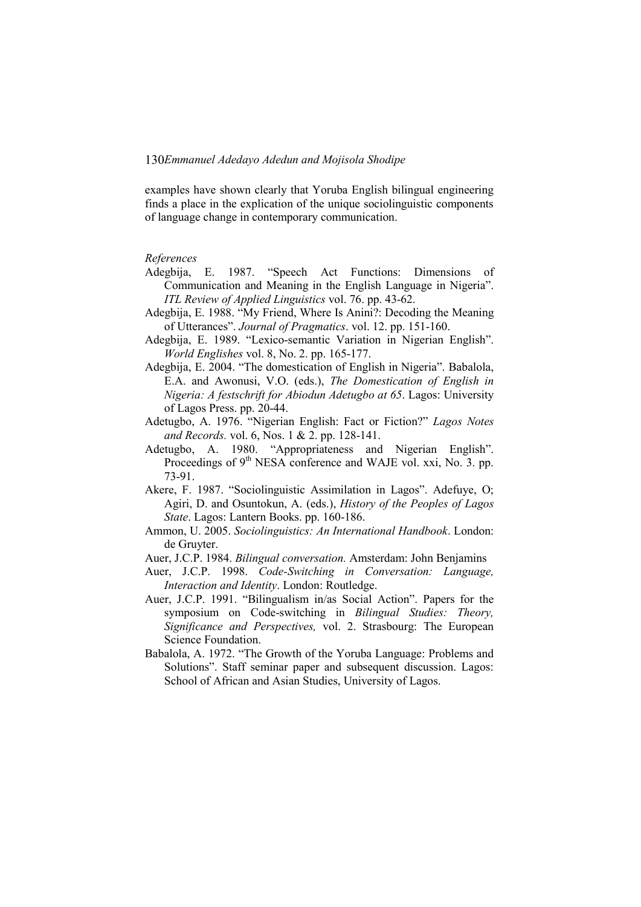examples have shown clearly that Yoruba English bilingual engineering finds a place in the explication of the unique sociolinguistic components of language change in contemporary communication.

*References*

Adegbija, E. 1987. "Speech Act Functions: Dimensions of Communication and Meaning in the English Language in Nigeria". *ITL Review of Applied Linguistics* vol. 76. pp. 43-62.

Adegbija, E. 1988. "My Friend, Where Is Anini?: Decoding the Meaning of Utterances". *Journal of Pragmatics*. vol. 12. pp. 151-160.

Adegbija, E. 1989. "Lexico-semantic Variation in Nigerian English". *World Englishes* vol. 8, No. 2. pp. 165-177.

Adegbija, E. 2004. "The domestication of English in Nigeria". Babalola, E.A. and Awonusi, V.O. (eds.), *The Domestication of English in Nigeria: A festschrift for Abiodun Adetugbo at 65*. Lagos: University of Lagos Press. pp. 20-44.

Adetugbo, A. 1976. "Nigerian English: Fact or Fiction?" *Lagos Notes and Records.* vol. 6, Nos. 1 & 2. pp. 128-141.

Adetugbo, A. 1980. "Appropriateness and Nigerian English". Proceedings of 9th NESA conference and WAJE vol. xxi, No. 3. pp. 73-91.

Akere, F. 1987. "Sociolinguistic Assimilation in Lagos". Adefuye, O; Agiri, D. and Osuntokun, A. (eds.), *History of the Peoples of Lagos State*. Lagos: Lantern Books. pp. 160-186.

Ammon, U. 2005. *Sociolinguistics: An International Handbook*. London: de Gruyter.

Auer, J.C.P. 1984. *Bilingual conversation.* Amsterdam: John Benjamins

Auer, J.C.P. 1998. *Code-Switching in Conversation: Language, Interaction and Identity*. London: Routledge.

Auer, J.C.P. 1991. "Bilingualism in/as Social Action". Papers for the symposium on Code-switching in *Bilingual Studies: Theory, Significance and Perspectives,* vol. 2. Strasbourg: The European Science Foundation.

Babalola, A. 1972. "The Growth of the Yoruba Language: Problems and Solutions". Staff seminar paper and subsequent discussion. Lagos: School of African and Asian Studies, University of Lagos.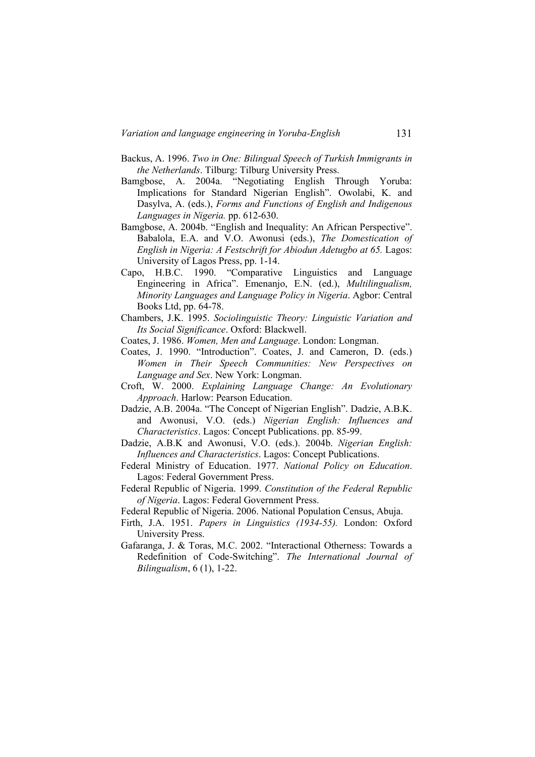Backus, A. 1996. *Two in One: Bilingual Speech of Turkish Immigrants in the Netherlands*. Tilburg: Tilburg University Press.

Bamgbose, A. 2004a. "Negotiating English Through Yoruba: Implications for Standard Nigerian English". Owolabi, K. and Dasylva, A. (eds.), *Forms and Functions of English and Indigenous Languages in Nigeria.* pp. 612-630.

Bamgbose, A. 2004b. "English and Inequality: An African Perspective". Babalola, E.A. and V.O. Awonusi (eds.), *The Domestication of English in Nigeria: A Festschrift for Abiodun Adetugbo at 65.* Lagos: University of Lagos Press, pp. 1-14.

Capo, H.B.C. 1990. "Comparative Linguistics and Language Engineering in Africa". Emenanjo, E.N. (ed.), *Multilingualism, Minority Languages and Language Policy in Nigeria*. Agbor: Central Books Ltd, pp. 64-78.

Chambers, J.K. 1995. *Sociolinguistic Theory: Linguistic Variation and Its Social Significance*. Oxford: Blackwell.

Coates, J. 1986. *Women, Men and Language*. London: Longman.

Coates, J. 1990. "Introduction". Coates, J. and Cameron, D. (eds.) *Women in Their Speech Communities: New Perspectives on Language and Sex*. New York: Longman.

Croft, W. 2000. *Explaining Language Change: An Evolutionary Approach*. Harlow: Pearson Education.

Dadzie, A.B. 2004a. "The Concept of Nigerian English". Dadzie, A.B.K. and Awonusi, V.O. (eds.) *Nigerian English: Influences and Characteristics*. Lagos: Concept Publications. pp. 85-99.

Dadzie, A.B.K and Awonusi, V.O. (eds.). 2004b. *Nigerian English: Influences and Characteristics*. Lagos: Concept Publications.

Federal Ministry of Education. 1977. *National Policy on Education*. Lagos: Federal Government Press.

Federal Republic of Nigeria. 1999. *Constitution of the Federal Republic of Nigeria*. Lagos: Federal Government Press.

Federal Republic of Nigeria. 2006. National Population Census, Abuja.

Firth, J.A. 1951. *Papers in Linguistics (1934-55).* London: Oxford University Press.

Gafaranga, J. & Toras, M.C. 2002. "Interactional Otherness: Towards a Redefinition of Code-Switching". *The International Journal of Bilingualism*, 6 (1), 1-22.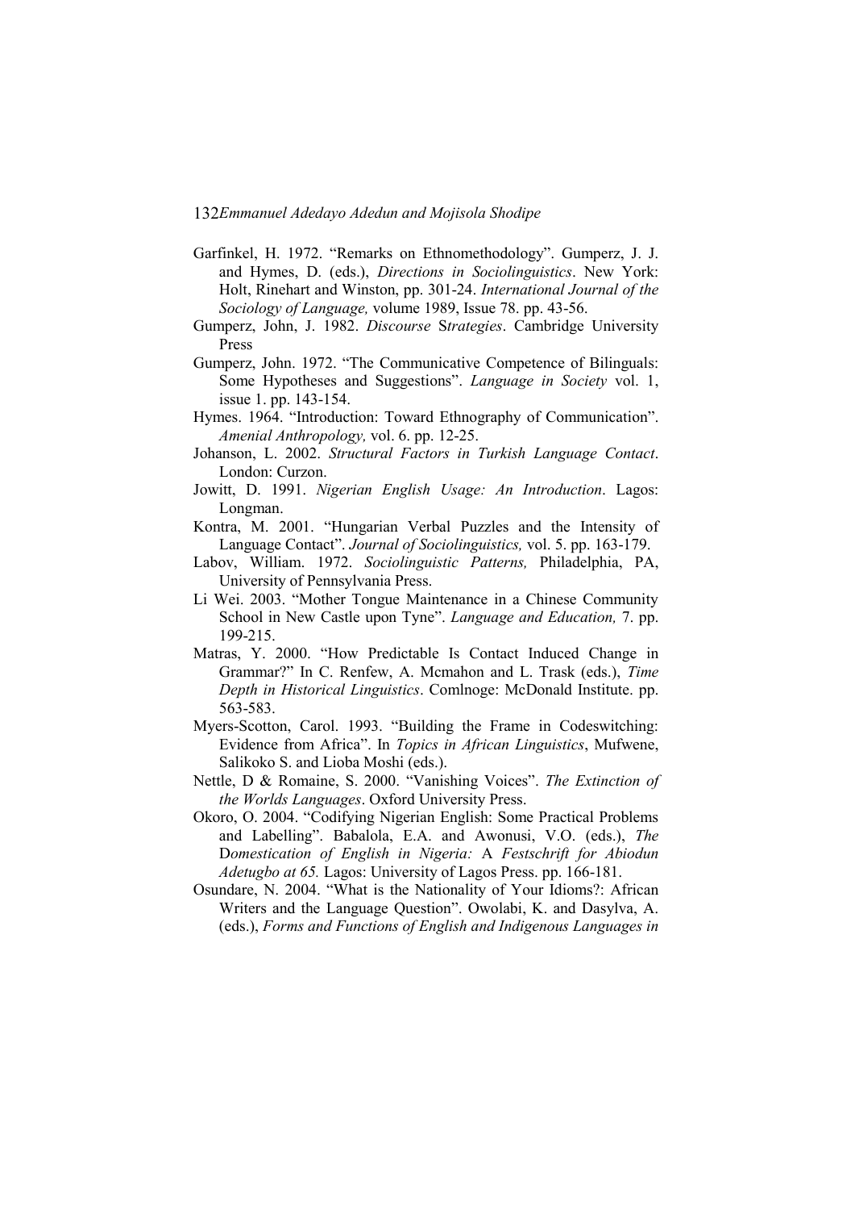Garfinkel, H. 1972. “Remarks on Ethnomethodology”. Gumperz, J. J. and Hymes, D. (eds.), *Directions in Sociolinguistics*. New York: Holt, Rinehart and Winston, pp. 301-24. *International Journal of the Sociology of Language,* volume 1989, Issue 78. pp. 43-56.

Gumperz, John, J. 1982. *Discourse Strategies*. Cambridge University Press

Gumperz, John. 1972. “The Communicative Competence of Bilinguals: Some Hypotheses and Suggestions”. *Language in Society* vol. 1, issue 1. pp. 143-154.

Hymes. 1964. “Introduction: Toward Ethnography of Communication”. *Amenial Anthropology,* vol. 6. pp. 12-25.

Johanson, L. 2002. *Structural Factors in Turkish Language Contact*. London: Curzon.

Jowitt, D. 1991. *Nigerian English Usage: An Introduction*. Lagos: Longman.

Kontra, M. 2001. “Hungarian Verbal Puzzles and the Intensity of Language Contact”. *Journal of Sociolinguistics,* vol. 5. pp. 163-179.

Labov, William. 1972. *Sociolinguistic Patterns,* Philadelphia, PA, University of Pennsylvania Press.

Li Wei. 2003. “Mother Tongue Maintenance in a Chinese Community School in New Castle upon Tyne”. *Language and Education,* 7. pp. 199-215.

Matras, Y. 2000. “How Predictable Is Contact Induced Change in Grammar?” In C. Renfew, A. Mcmahon and L. Trask (eds.), *Time Depth in Historical Linguistics*. Comlnoge: McDonald Institute. pp. 563-583.

Myers-Scotton, Carol. 1993. “Building the Frame in Codeswitching: Evidence from Africa”. In *Topics in African Linguistics*, Mufwene, Salikoko S. and Lioba Moshi (eds.).

Nettle, D & Romaine, S. 2000. “Vanishing Voices”. *The Extinction of the Worlds Languages*. Oxford University Press.

Okoro, O. 2004. “Codifying Nigerian English: Some Practical Problems and Labelling”. Babalola, E.A. and Awonusi, V.O. (eds.), *The Domestication of English in Nigeria: A Festschrift for Abiodun Adetugbo at 65.* Lagos: University of Lagos Press. pp. 166-181.

Osundare, N. 2004. “What is the Nationality of Your Idioms?: African Writers and the Language Question”. Owolabi, K. and Dasylva, A. (eds.), *Forms and Functions of English and Indigenous Languages in*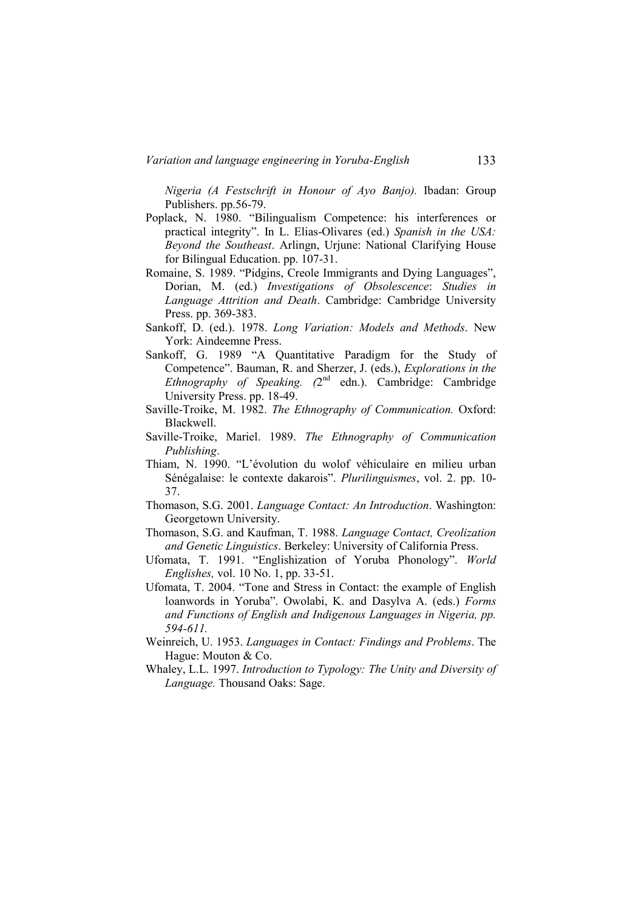*Nigeria (A Festschrift in Honour of Ayo Banjo).* Ibadan: Group Publishers. pp.56-79.

Poplack, N. 1980. "Bilingualism Competence: his interferences or practical integrity". In L. Elias-Olivares (ed.) *Spanish in the USA: Beyond the Southeast*. Arlingn, Urjune: National Clarifying House for Bilingual Education. pp. 107-31.

Romaine, S. 1989. "Pidgins, Creole Immigrants and Dying Languages", Dorian, M. (ed.) *Investigations of Obsolescence*: *Studies in Language Attrition and Death*. Cambridge: Cambridge University Press. pp. 369-383.

Sankoff, D. (ed.). 1978. *Long Variation: Models and Methods*. New York: Aindeemne Press.

Sankoff, G. 1989 "A Quantitative Paradigm for the Study of Competence". Bauman, R. and Sherzer, J. (eds.), *Explorations in the Ethnography of Speaking. (*2nd edn.). Cambridge: Cambridge University Press. pp. 18-49.

Saville-Troike, M. 1982. *The Ethnography of Communication.* Oxford: Blackwell.

Saville-Troike, Mariel. 1989. *The Ethnography of Communication Publishing*.

Thiam, N. 1990. "L'évolution du wolof véhiculaire en milieu urban Sénégalaise: le contexte dakarois". *Plurilinguismes*, vol. 2. pp. 10-37.

Thomason, S.G. 2001. *Language Contact: An Introduction*. Washington: Georgetown University.

Thomason, S.G. and Kaufman, T. 1988. *Language Contact, Creolization and Genetic Linguistics*. Berkeley: University of California Press.

Ufomata, T. 1991. "Englishization of Yoruba Phonology". *World Englishes,* vol. 10 No. 1, pp. 33-51.

Ufomata, T. 2004. "Tone and Stress in Contact: the example of English loanwords in Yoruba". Owolabi, K. and Dasylva A. (eds.) *Forms and Functions of English and Indigenous Languages in Nigeria, pp. 594-611.*

Weinreich, U. 1953. *Languages in Contact: Findings and Problems*. The Hague: Mouton & Co.

Whaley, L.L. 1997. *Introduction to Typology: The Unity and Diversity of Language.* Thousand Oaks: Sage.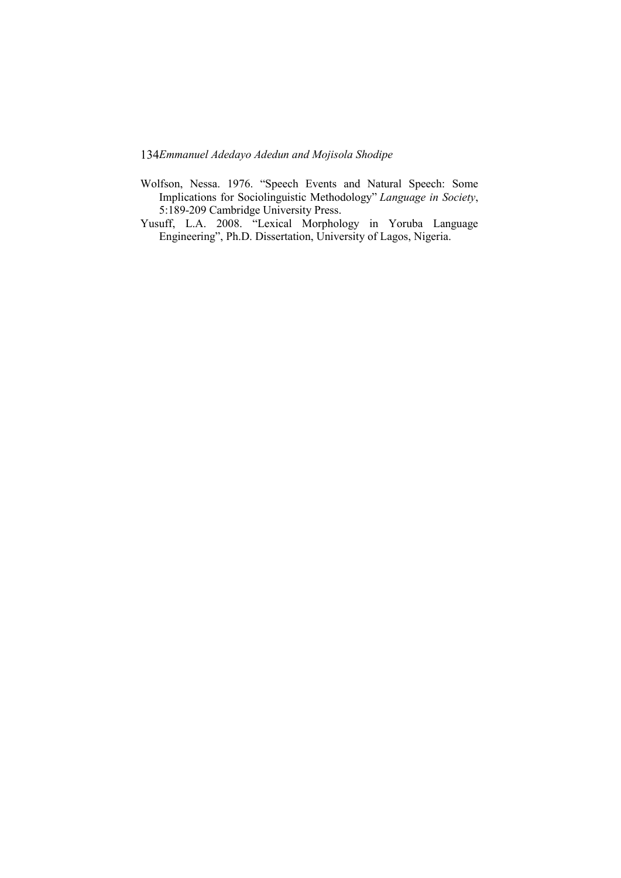Wolfson, Nessa. 1976. "Speech Events and Natural Speech: Some Implications for Sociolinguistic Methodology" *Language in Society*, 5:189-209 Cambridge University Press.

Yusuff, L.A. 2008. "Lexical Morphology in Yoruba Language Engineering", Ph.D. Dissertation, University of Lagos, Nigeria.